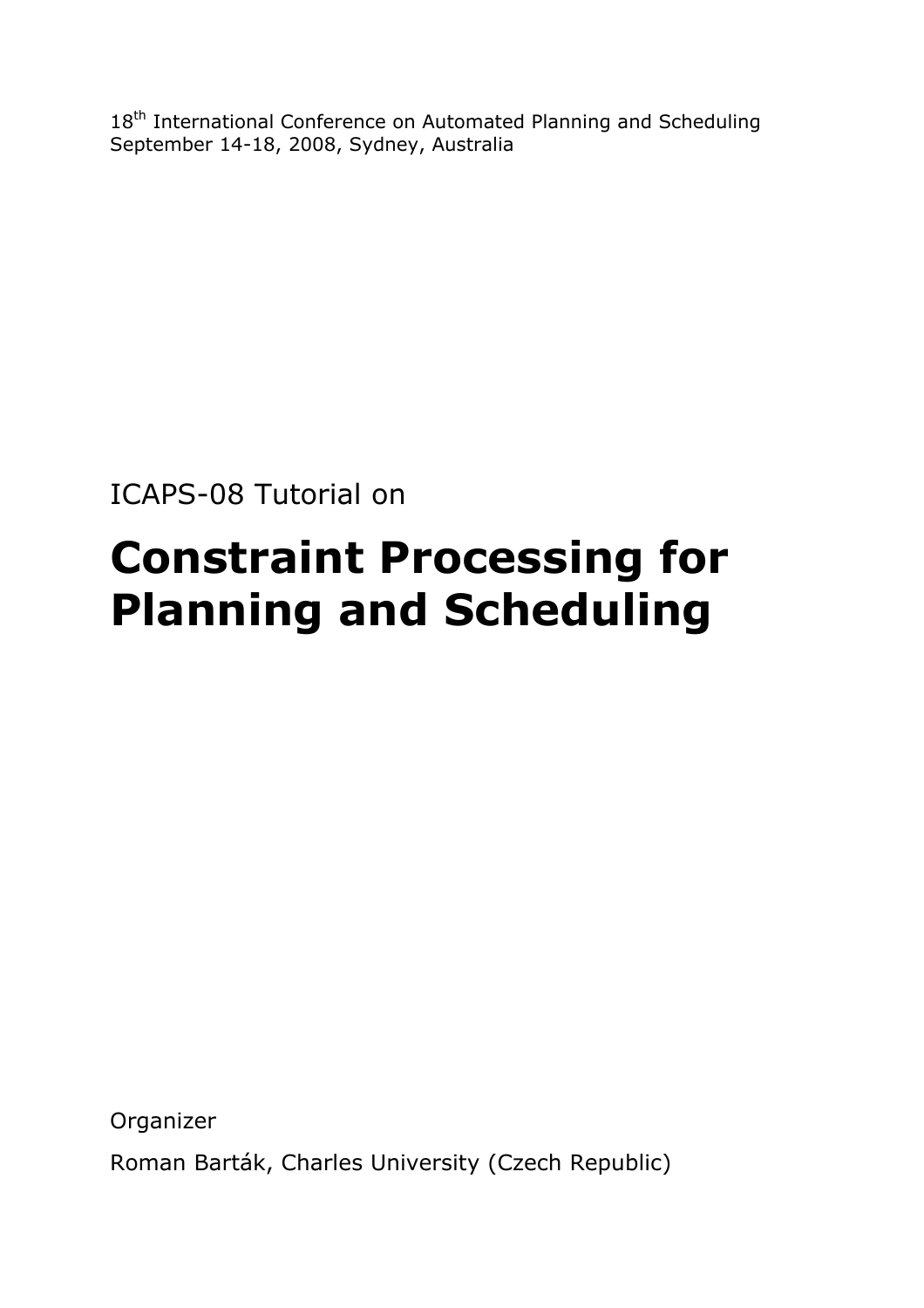18th International Conference on Automated Planning and Scheduling
September 14-18, 2008, Sydney, Australia

ICAPS-08 Tutorial on

# Constraint Processing for Planning and Scheduling

Organizer

Roman Barták, Charles University (Czech Republic)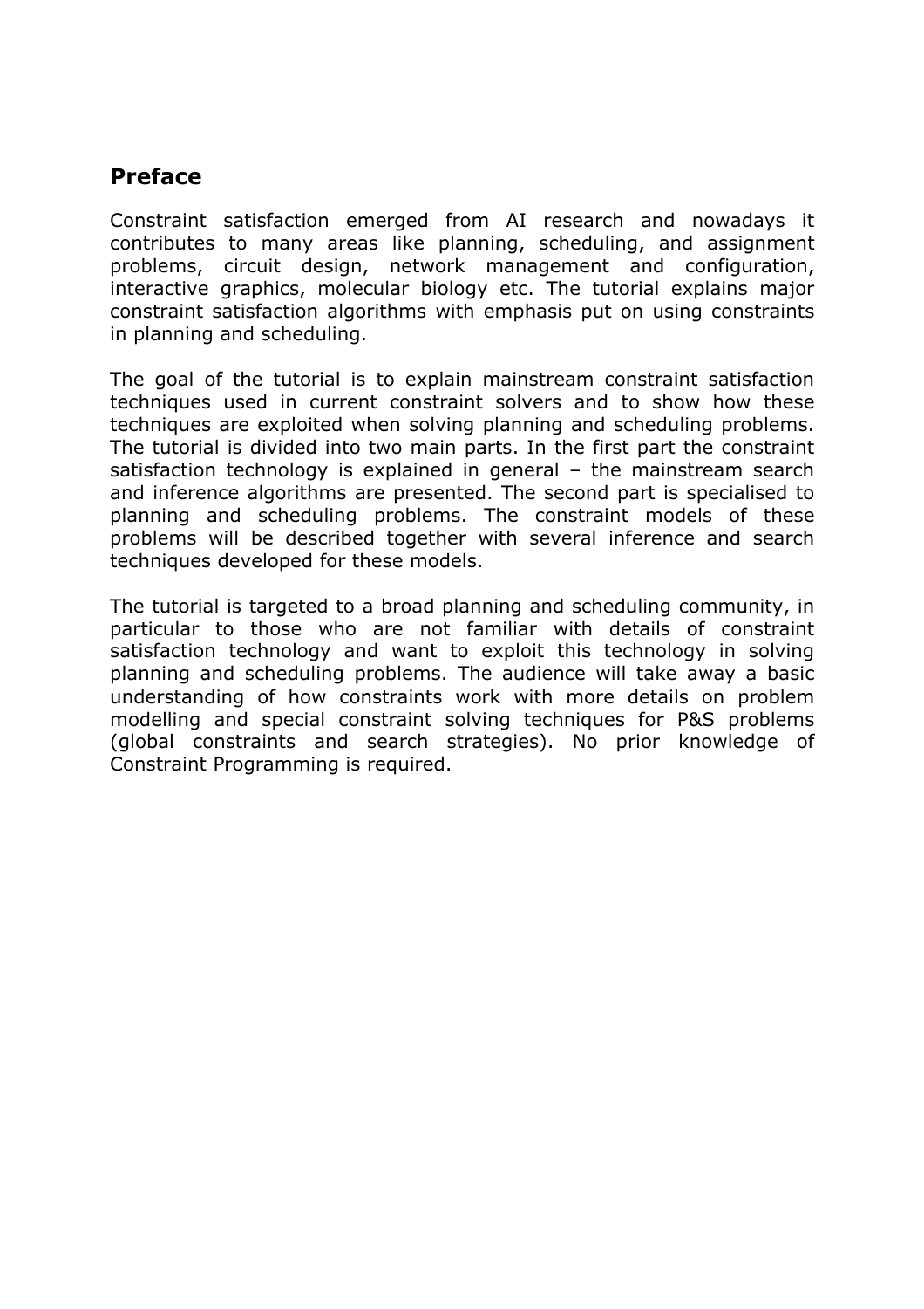## Preface

Constraint satisfaction emerged from AI research and nowadays it contributes to many areas like planning, scheduling, and assignment problems, circuit design, network management and configuration, interactive graphics, molecular biology etc. The tutorial explains major constraint satisfaction algorithms with emphasis put on using constraints in planning and scheduling.

The goal of the tutorial is to explain mainstream constraint satisfaction techniques used in current constraint solvers and to show how these techniques are exploited when solving planning and scheduling problems. The tutorial is divided into two main parts. In the first part the constraint satisfaction technology is explained in general – the mainstream search and inference algorithms are presented. The second part is specialised to planning and scheduling problems. The constraint models of these problems will be described together with several inference and search techniques developed for these models.

The tutorial is targeted to a broad planning and scheduling community, in particular to those who are not familiar with details of constraint satisfaction technology and want to exploit this technology in solving planning and scheduling problems. The audience will take away a basic understanding of how constraints work with more details on problem modelling and special constraint solving techniques for P&S problems (global constraints and search strategies). No prior knowledge of Constraint Programming is required.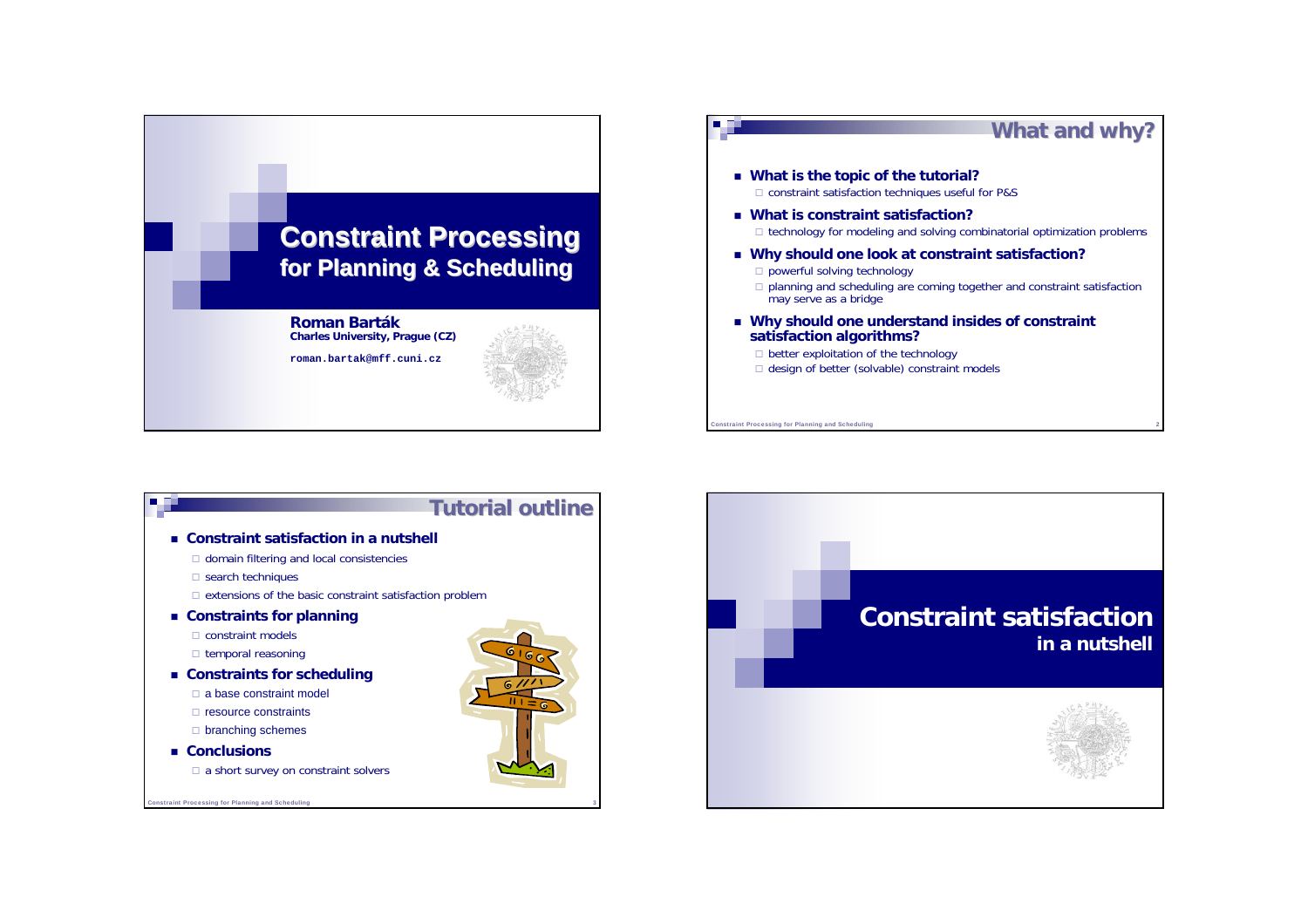# Constraint Processing
## for Planning & Scheduling

**Roman Barták**
**Charles University, Prague (CZ)**

roman.bartak@mff.cuni.cz

## What and why?

- **What is the topic of the tutorial?**
  - constraint satisfaction techniques useful for P&S
- **What is constraint satisfaction?**
  - technology for modeling and solving combinatorial optimization problems
- **Why should one look at constraint satisfaction?**
  - powerful solving technology
  - planning and scheduling are coming together and constraint satisfaction may serve as a bridge
- **Why should one understand insides of constraint satisfaction algorithms?**
  - better exploitation of the technology
  - design of better (solvable) constraint models

## Tutorial outline

- **Constraint satisfaction in a nutshell**
  - domain filtering and local consistencies
  - search techniques
  - extensions of the basic constraint satisfaction problem
- **Constraints for planning**
  - constraint models
  - temporal reasoning
- **Constraints for scheduling**
  - a base constraint model
  - resource constraints
  - branching schemes
- **Conclusions**
  - a short survey on constraint solvers

# Constraint satisfaction
## in a nutshell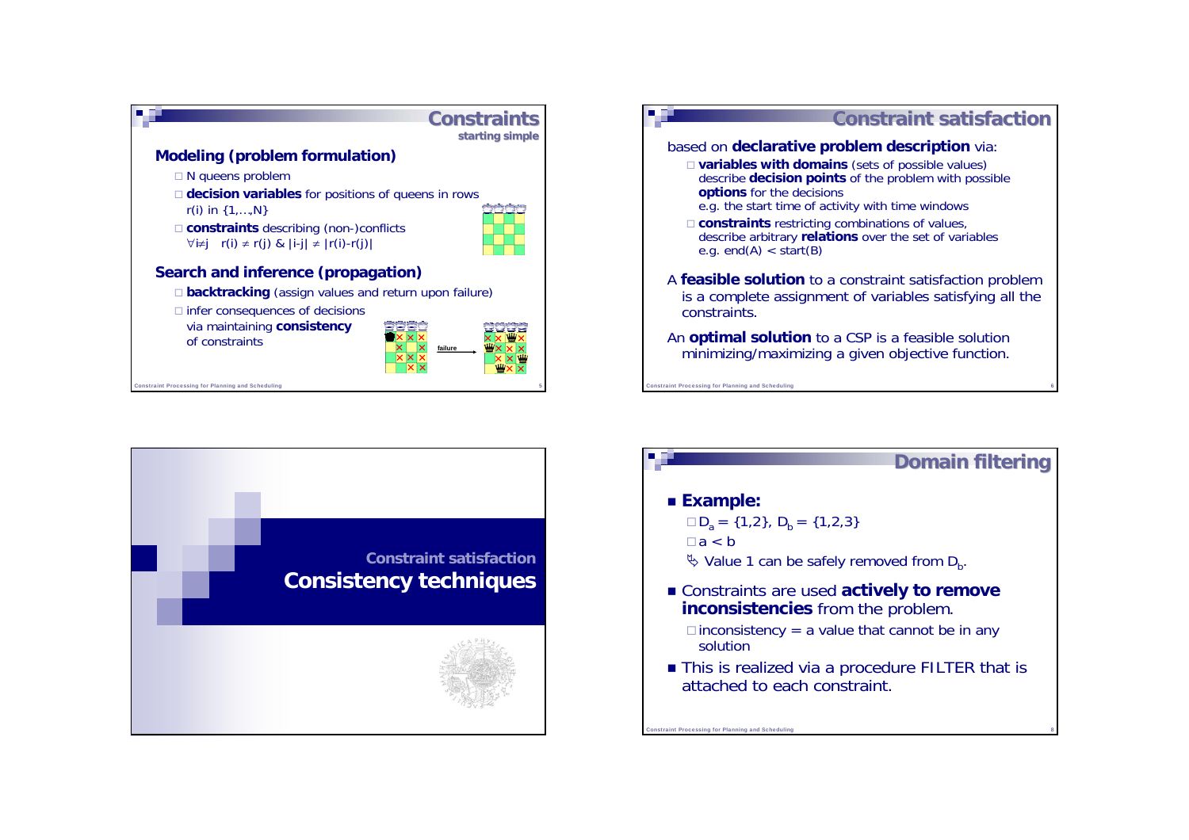## Constraints

### starting simple

### Modeling (problem formulation)

- N queens problem
- **decision variables** for positions of queens in rows
  r(i) in {1,…,N}
- **constraints** describing (non-)conflicts
  $\forall i \neq j \quad r(i) \neq r(j)$ & $|i-j| \neq |r(i)-r(j)|$

### Search and inference (propagation)

- **backtracking** (assign values and return upon failure)
- infer consequences of decisions via maintaining **consistency** of constraints

failure

## Constraint satisfaction

based on **declarative problem description** via:

- **variables with domains** (sets of possible values)
  describe **decision points** of the problem with possible **options** for the decisions
  e.g. the start time of activity with time windows
- **constraints** restricting combinations of values,
  describe arbitrary **relations** over the set of variables
  e.g. end(A) < start(B)

A **feasible solution** to a constraint satisfaction problem is a complete assignment of variables satisfying all the constraints.

An **optimal solution** to a CSP is a feasible solution minimizing/maximizing a given objective function.

## Constraint satisfaction
# Consistency techniques

## Domain filtering

- **Example:**
  - $D_a = \{1,2\}$, $D_b = \{1,2,3\}$
  - $a < b$
  - Value 1 can be safely removed from $D_b$.
- Constraints are used **actively to remove inconsistencies** from the problem.
  - inconsistency = a value that cannot be in any solution
- This is realized via a procedure FILTER that is attached to each constraint.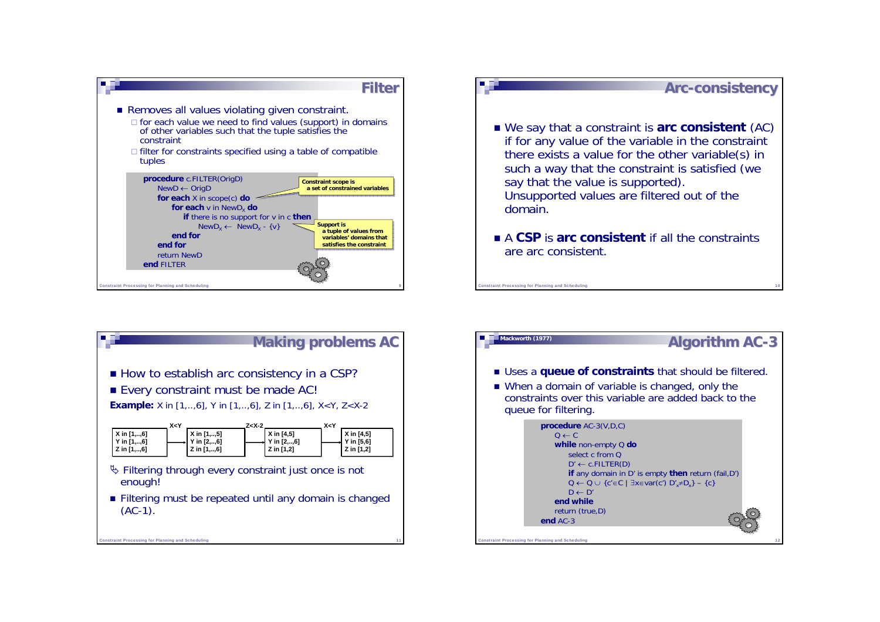## Filter

- Removes all values violating given constraint.
  - for each value we need to find values (support) in domains of other variables such that the tuple satisfies the constraint
  - filter for constraints specified using a table of compatible tuples

```
procedure c.FILTER(OrigD)
    NewD ← OrigD
    for each X in scope(c) do
        for each v in NewD_X do
            if there is no support for v in c then
                NewD_X ← NewD_X - {v}
        end for
    end for
    return NewD
end FILTER
```

Constraint scope is a set of constrained variables

Support is a tuple of values from variables' domains that satisfies the constraint

## Arc-consistency

- We say that a constraint is **arc consistent** (AC) if for any value of the variable in the constraint there exists a value for the other variable(s) in such a way that the constraint is satisfied (we say that the value is supported). Unsupported values are filtered out of the domain.
- A **CSP** is **arc consistent** if all the constraints are arc consistent.

## Making problems AC

- How to establish arc consistency in a CSP?
- Every constraint must be made AC!

**Example:** X in [1,..,6], Y in [1,..,6], Z in [1,..,6], X<Y, Z<X-2

| | | X<Y | | Z<X-2 | | X<Y | |
|---|---|---|---|---|---|---|---|
| X in [1,..,6] | → | | X in [1,..,5] | → | X in [4,5] | → | X in [4,5] |
| Y in [1,..,6] | | | Y in [2,..,6] | | Y in [2,..,6] | | Y in [5,6] |
| Z in [1,..,6] | | | Z in [1,..,6] | | Z in [1,2] | | Z in [1,2] |

- Filtering through every constraint just once is not enough!
- Filtering must be repeated until any domain is changed (AC-1).

## Algorithm AC-3

Mackworth (1977)

- Uses a **queue of constraints** that should be filtered.
- When a domain of variable is changed, only the constraints over this variable are added back to the queue for filtering.

```
procedure AC-3(V,D,C)
    Q ← C
    while non-empty Q do
        select c from Q
        D' ← c.FILTER(D)
        if any domain in D' is empty then return (fail,D')
        Q ← Q ∪ {c'∈C | ∃x∈var(c') D'_x≠D_x} – {c}
        D ← D'
    end while
    return (true,D)
end AC-3
```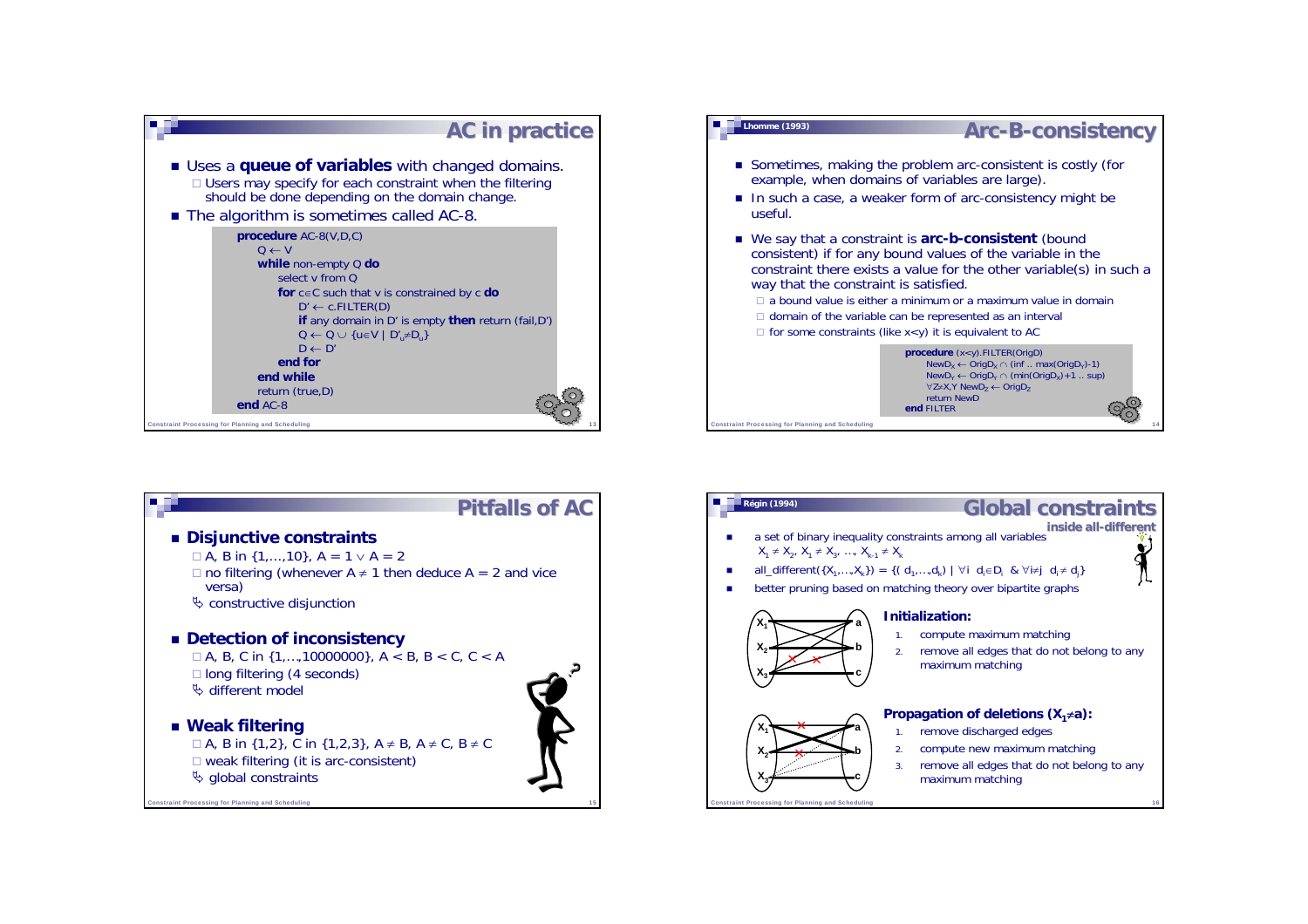## AC in practice

- Uses a **queue of variables** with changed domains.
  - Users may specify for each constraint when the filtering should be done depending on the domain change.
- The algorithm is sometimes called AC-8.

```
procedure AC-8(V,D,C)
    Q ← V
    while non-empty Q do
        select v from Q
        for c∈C such that v is constrained by c do
            D' ← c.FILTER(D)
            if any domain in D' is empty then return (fail,D')
            Q ← Q ∪ {u∈V | D'u≠Du}
            D ← D'
        end for
    end while
    return (true,D)
end AC-8
```

## Arc-B-consistency

Lhomme (1993)

- Sometimes, making the problem arc-consistent is costly (for example, when domains of variables are large).
- In such a case, a weaker form of arc-consistency might be useful.
- We say that a constraint is **arc-b-consistent** (bound consistent) if for any bound values of the variable in the constraint there exists a value for the other variable(s) in such a way that the constraint is satisfied.
  - a bound value is either a minimum or a maximum value in domain
  - domain of the variable can be represented as an interval
  - for some constraints (like x<y) it is equivalent to AC

```
procedure (x<y).FILTER(OrigD)
    NewDX ← OrigDX ∩ (inf .. max(OrigDY)-1)
    NewDY ← OrigDY ∩ (min(OrigDX)+1 .. sup)
    ∀Z≠X,Y NewDZ ← OrigDZ
    return NewD
end FILTER
```

## Pitfalls of AC

- **Disjunctive constraints**
  - A, B in {1,…,10}, $A = 1 \vee A = 2$
  - no filtering (whenever $A \neq 1$ then deduce $A = 2$ and vice versa)
  - ↳ constructive disjunction
- **Detection of inconsistency**
  - A, B, C in {1,…,10000000}, $A < B$, $B < C$, $C < A$
  - long filtering (4 seconds)
  - ↳ different model
- **Weak filtering**
  - A, B in {1,2}, C in {1,2,3}, $A \neq B$, $A \neq C$, $B \neq C$
  - weak filtering (it is arc-consistent)
  - ↳ global constraints

## Global constraints

Régin (1994)

**inside all-different**

- a set of binary inequality constraints among all variables $X_1 \neq X_2$, $X_1 \neq X_3$, …, $X_{k-1} \neq X_k$
- $\text{all\_different}(\{X_1,\dots,X_k\}) = \{(d_1,\dots,d_k) \mid \forall i\ d_i \in D_i\ \&\ \forall i \neq j\ d_i \neq d_j\}$
- better pruning based on matching theory over bipartite graphs

**Initialization:**

1. compute maximum matching
2. remove all edges that do not belong to any maximum matching

**Propagation of deletions ($X_1 \neq a$):**

1. remove discharged edges
2. compute new maximum matching
3. remove all edges that do not belong to any maximum matching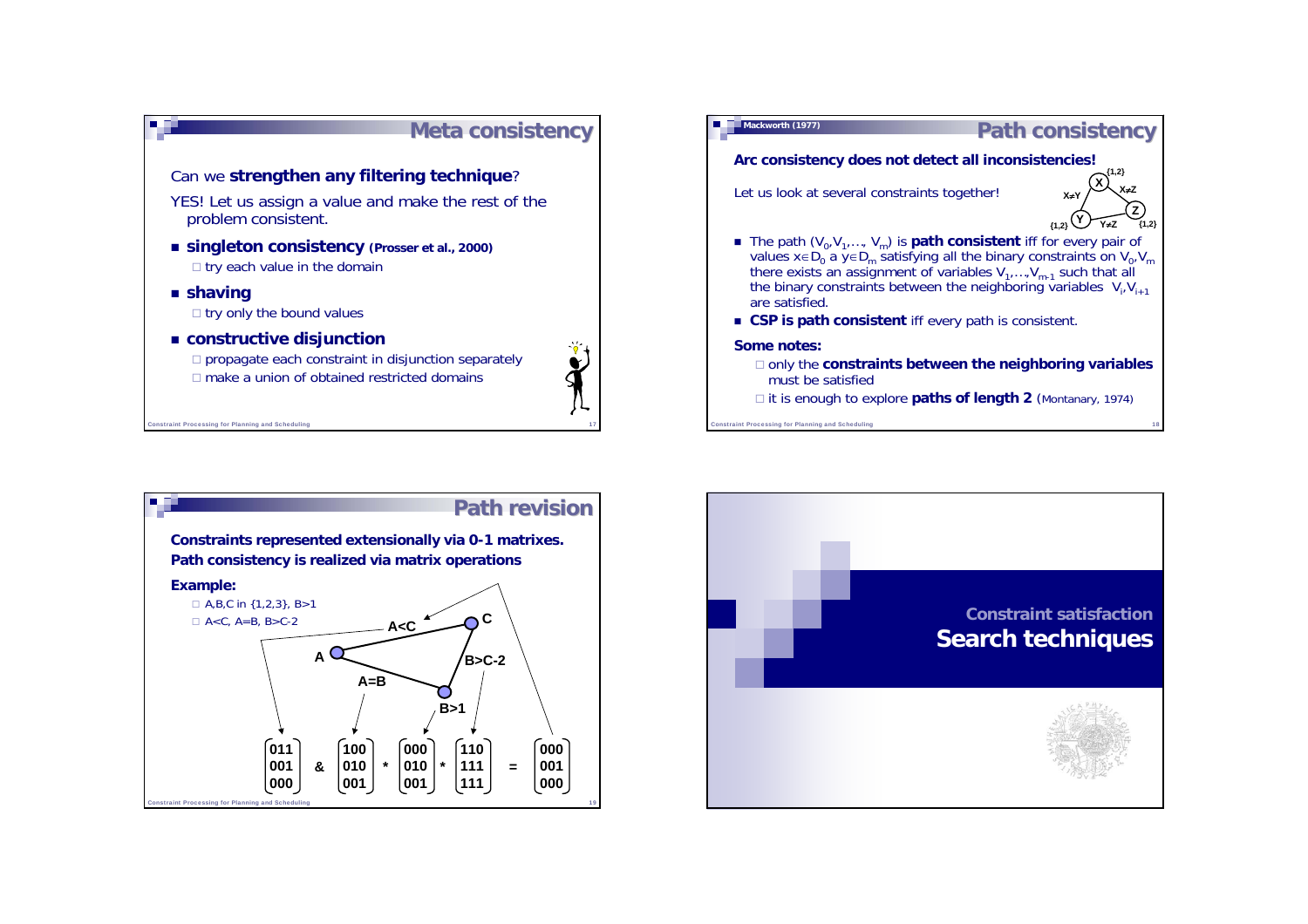## Meta consistency

Can we **strengthen any filtering technique**?

YES! Let us assign a value and make the rest of the problem consistent.

- **singleton consistency (Prosser et al., 2000)**
  - try each value in the domain
- **shaving**
  - try only the bound values
- **constructive disjunction**
  - propagate each constraint in disjunction separately
  - make a union of obtained restricted domains

## Path consistency

Mackworth (1977)

**Arc consistency does not detect all inconsistencies!**

Let us look at several constraints together!

X {1,2}, Y {1,2}, Z {1,2}; X≠Y, X≠Z, Y≠Z

- The path $(V_0, V_1, \ldots, V_m)$ is **path consistent** iff for every pair of values $x \in D_0$ a $y \in D_m$ satisfying all the binary constraints on $V_0, V_m$ there exists an assignment of variables $V_1, \ldots, V_{m-1}$ such that all the binary constraints between the neighboring variables $V_i, V_{i+1}$ are satisfied.
- **CSP is path consistent** iff every path is consistent.

**Some notes:**

- only the **constraints between the neighboring variables** must be satisfied
- it is enough to explore **paths of length 2** (Montanary, 1974)

## Path revision

**Constraints represented extensionally via 0-1 matrixes. Path consistency is realized via matrix operations**

**Example:**

- A,B,C in {1,2,3}, B>1
- A<C, A=B, B>C-2

Edges: A<C, A=B, B>C-2, B>1

$$\begin{pmatrix}011\\001\\000\end{pmatrix} \;\&\; \begin{pmatrix}100\\010\\001\end{pmatrix} * \begin{pmatrix}000\\010\\001\end{pmatrix} * \begin{pmatrix}110\\111\\111\end{pmatrix} = \begin{pmatrix}000\\001\\000\end{pmatrix}$$

## Constraint satisfaction
# Search techniques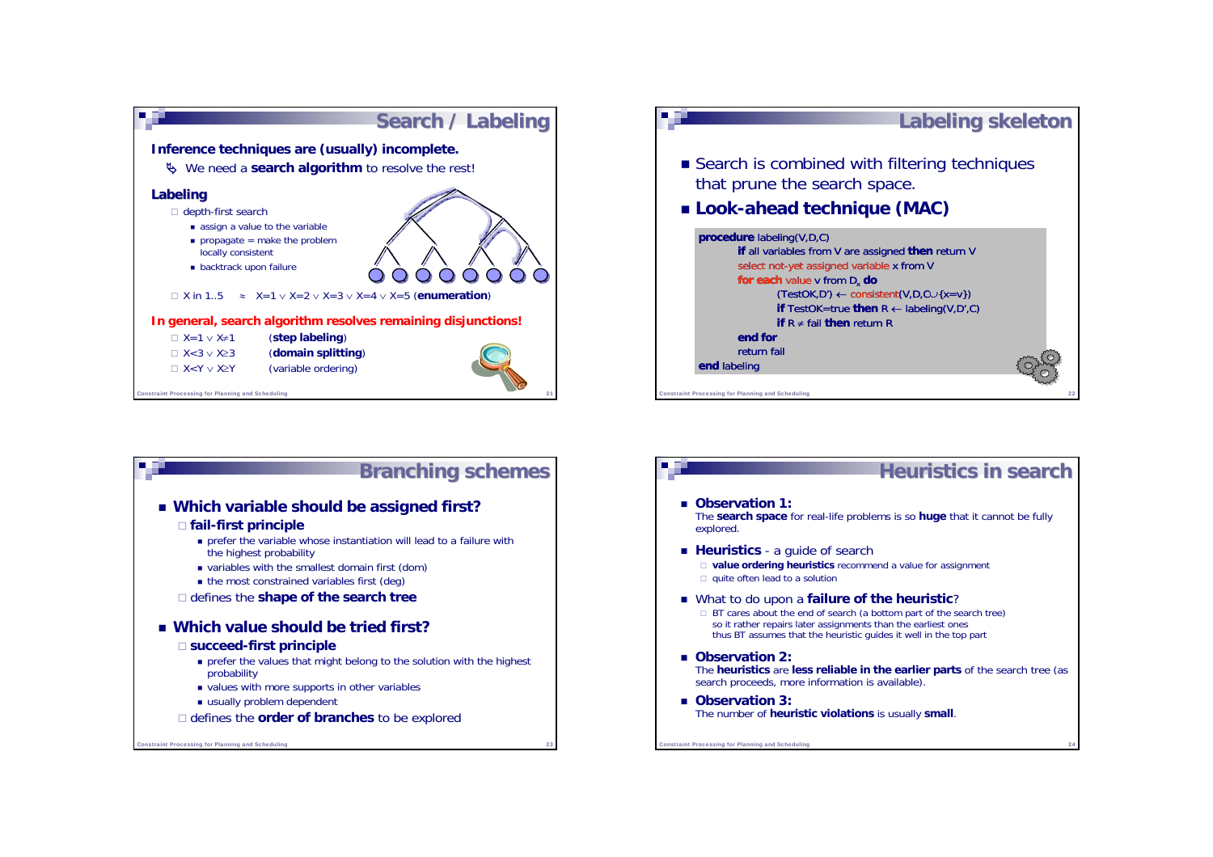## Search / Labeling

**Inference techniques are (usually) incomplete.**

- We need a **search algorithm** to resolve the rest!

**Labeling**

- depth-first search
  - assign a value to the variable
  - propagate = make the problem locally consistent
  - backtrack upon failure
- X in 1..5 ≈ X=1 ∨ X=2 ∨ X=3 ∨ X=4 ∨ X=5 (**enumeration**)

**In general, search algorithm resolves remaining disjunctions!**

- X=1 ∨ X≠1 (**step labeling**)
- X<3 ∨ X≥3 (**domain splitting**)
- X<Y ∨ X≥Y (variable ordering)

## Labeling skeleton

- Search is combined with filtering techniques that prune the search space.
- **Look-ahead technique (MAC)**

```
procedure labeling(V,D,C)
    if all variables from V are assigned then return V
    select not-yet assigned variable x from V
    for each value v from Dx do
        (TestOK,D') ← consistent(V,D,C∪{x=v})
        if TestOK=true then R ← labeling(V,D',C)
        if R ≠ fail then return R
    end for
    return fail
end labeling
```

## Branching schemes

- **Which variable should be assigned first?**
  - **fail-first principle**
    - prefer the variable whose instantiation will lead to a failure with the highest probability
    - variables with the smallest domain first (dom)
    - the most constrained variables first (deg)
  - defines the **shape of the search tree**
- **Which value should be tried first?**
  - **succeed-first principle**
    - prefer the values that might belong to the solution with the highest probability
    - values with more supports in other variables
    - usually problem dependent
  - defines the **order of branches** to be explored

## Heuristics in search

- **Observation 1:**
  The **search space** for real-life problems is so **huge** that it cannot be fully explored.
- **Heuristics** - a guide of search
  - **value ordering heuristics** recommend a value for assignment
  - quite often lead to a solution
- What to do upon a **failure of the heuristic**?
  - BT cares about the end of search (a bottom part of the search tree) so it rather repairs later assignments than the earliest ones thus BT assumes that the heuristic guides it well in the top part
- **Observation 2:**
  The **heuristics** are **less reliable in the earlier parts** of the search tree (as search proceeds, more information is available).
- **Observation 3:**
  The number of **heuristic violations** is usually **small**.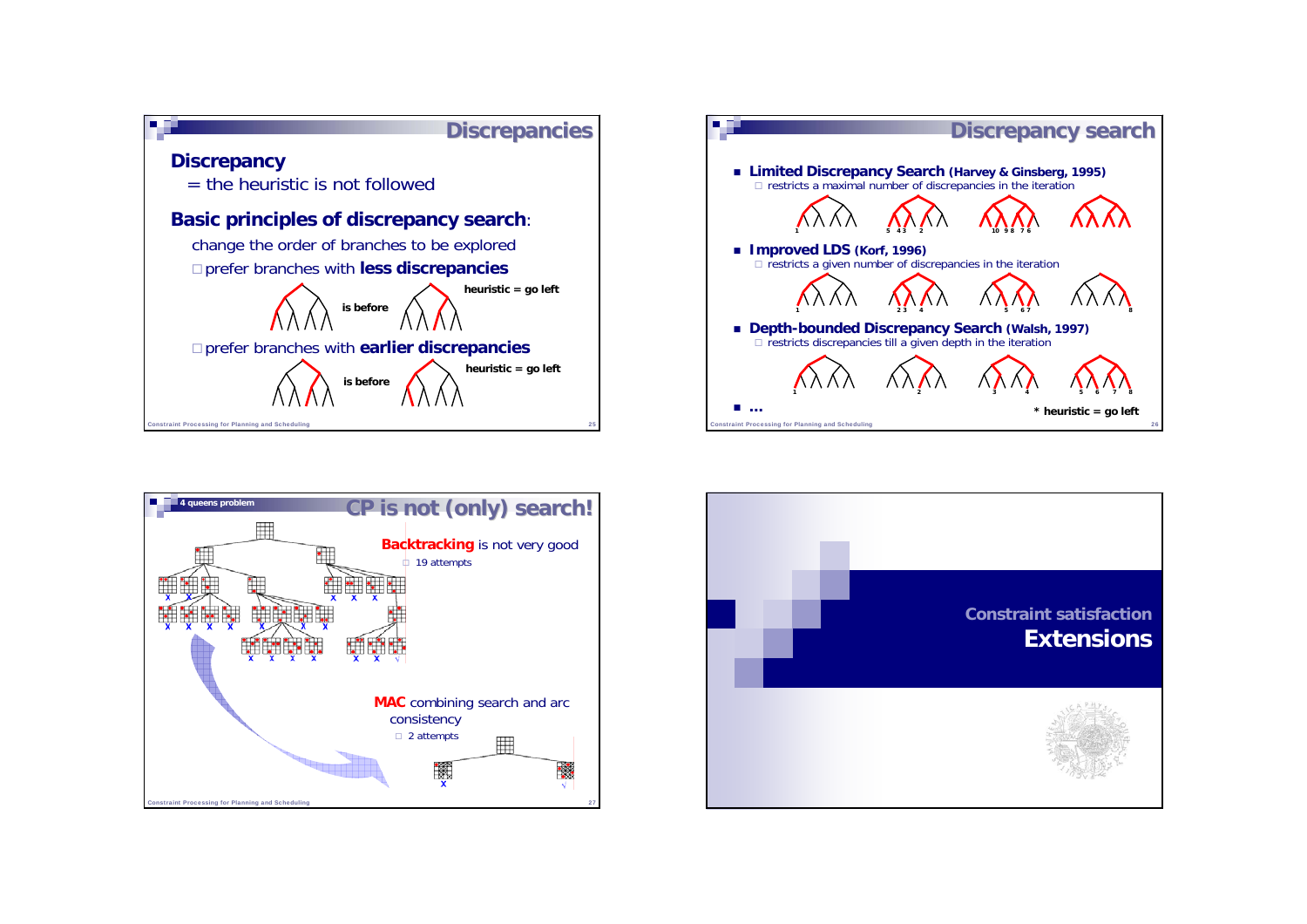## Discrepancies

**Discrepancy**

= the heuristic is not followed

**Basic principles of discrepancy search**:

change the order of branches to be explored

- prefer branches with **less discrepancies**

  is before — **heuristic = go left**

- prefer branches with **earlier discrepancies**

  is before — **heuristic = go left**

## Discrepancy search

- **Limited Discrepancy Search (Harvey & Ginsberg, 1995)**
  - restricts a maximal number of discrepancies in the iteration
- **Improved LDS (Korf, 1996)**
  - restricts a given number of discrepancies in the iteration
- **Depth-bounded Discrepancy Search (Walsh, 1997)**
  - restricts discrepancies till a given depth in the iteration
- **…**

**\* heuristic = go left**

## CP is not (only) search!

**4 queens problem**

**Backtracking** is not very good

- 19 attempts

**MAC** combining search and arc consistency

- 2 attempts

## Constraint satisfaction

# Extensions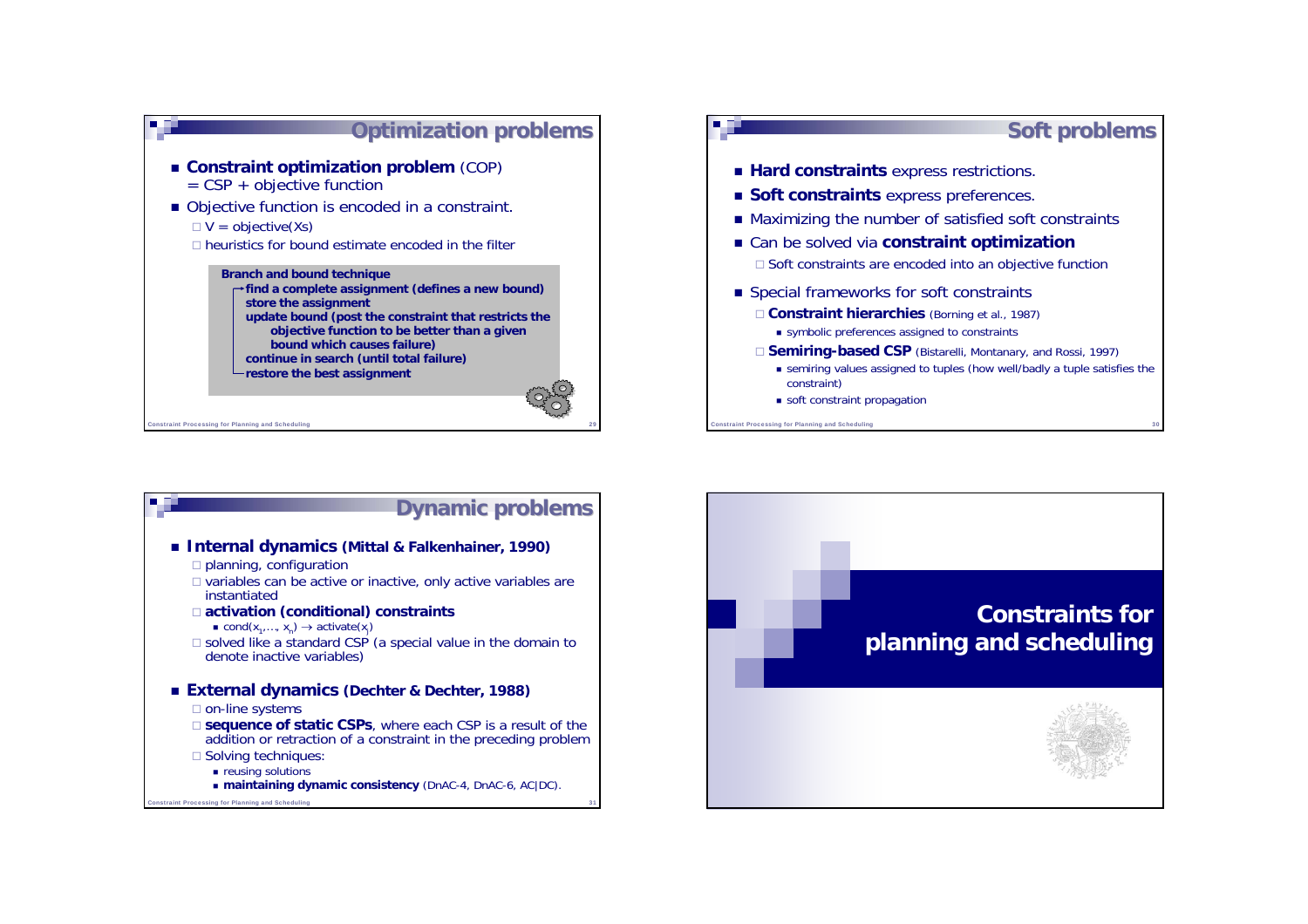## Optimization problems

- **Constraint optimization problem** (COP) = CSP + objective function
- Objective function is encoded in a constraint.
  - V = objective(Xs)
  - heuristics for bound estimate encoded in the filter

**Branch and bound technique**
- **find a complete assignment (defines a new bound)**
- **store the assignment**
- **update bound (post the constraint that restricts the objective function to be better than a given bound which causes failure)**
- **continue in search (until total failure)**
- **restore the best assignment**

## Soft problems

- **Hard constraints** express restrictions.
- **Soft constraints** express preferences.
- Maximizing the number of satisfied soft constraints
- Can be solved via **constraint optimization**
  - Soft constraints are encoded into an objective function
- Special frameworks for soft constraints
  - **Constraint hierarchies** (Borning et al., 1987)
    - symbolic preferences assigned to constraints
  - **Semiring-based CSP** (Bistarelli, Montanary, and Rossi, 1997)
    - semiring values assigned to tuples (how well/badly a tuple satisfies the constraint)
    - soft constraint propagation

## Dynamic problems

- **Internal dynamics (Mittal & Falkenhainer, 1990)**
  - planning, configuration
  - variables can be active or inactive, only active variables are instantiated
  - **activation (conditional) constraints**
    - $cond(x_1,\ldots, x_n) \rightarrow activate(x_j)$
  - solved like a standard CSP (a special value in the domain to denote inactive variables)
- **External dynamics (Dechter & Dechter, 1988)**
  - on-line systems
  - **sequence of static CSPs**, where each CSP is a result of the addition or retraction of a constraint in the preceding problem
  - Solving techniques:
    - reusing solutions
    - **maintaining dynamic consistency** (DnAC-4, DnAC-6, AC|DC).

# Constraints for planning and scheduling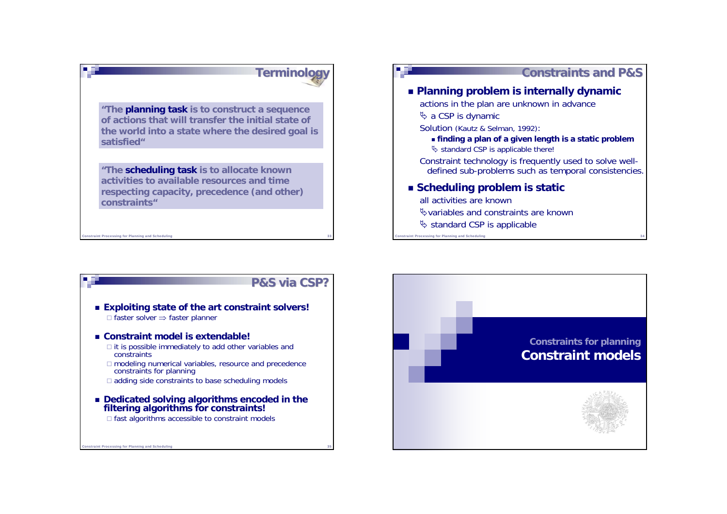## Terminology

**"The planning task is to construct a sequence of actions that will transfer the initial state of the world into a state where the desired goal is satisfied"**

**"The scheduling task is to allocate known activities to available resources and time respecting capacity, precedence (and other) constraints"**

## Constraints and P&S

- **Planning problem is internally dynamic**
  - actions in the plan are unknown in advance
  - ↳ a CSP is dynamic
  - Solution (Kautz & Selman, 1992):
    - **finding a plan of a given length is a static problem**
    - ↳ standard CSP is applicable there!
  - Constraint technology is frequently used to solve well-defined sub-problems such as temporal consistencies.
- **Scheduling problem is static**
  - all activities are known
  - ↳ variables and constraints are known
  - ↳ standard CSP is applicable

## P&S via CSP?

- **Exploiting state of the art constraint solvers!**
  - faster solver ⇒ faster planner
- **Constraint model is extendable!**
  - it is possible immediately to add other variables and constraints
  - modeling numerical variables, resource and precedence constraints for planning
  - adding side constraints to base scheduling models
- **Dedicated solving algorithms encoded in the filtering algorithms for constraints!**
  - fast algorithms accessible to constraint models

## Constraints for planning
# Constraint models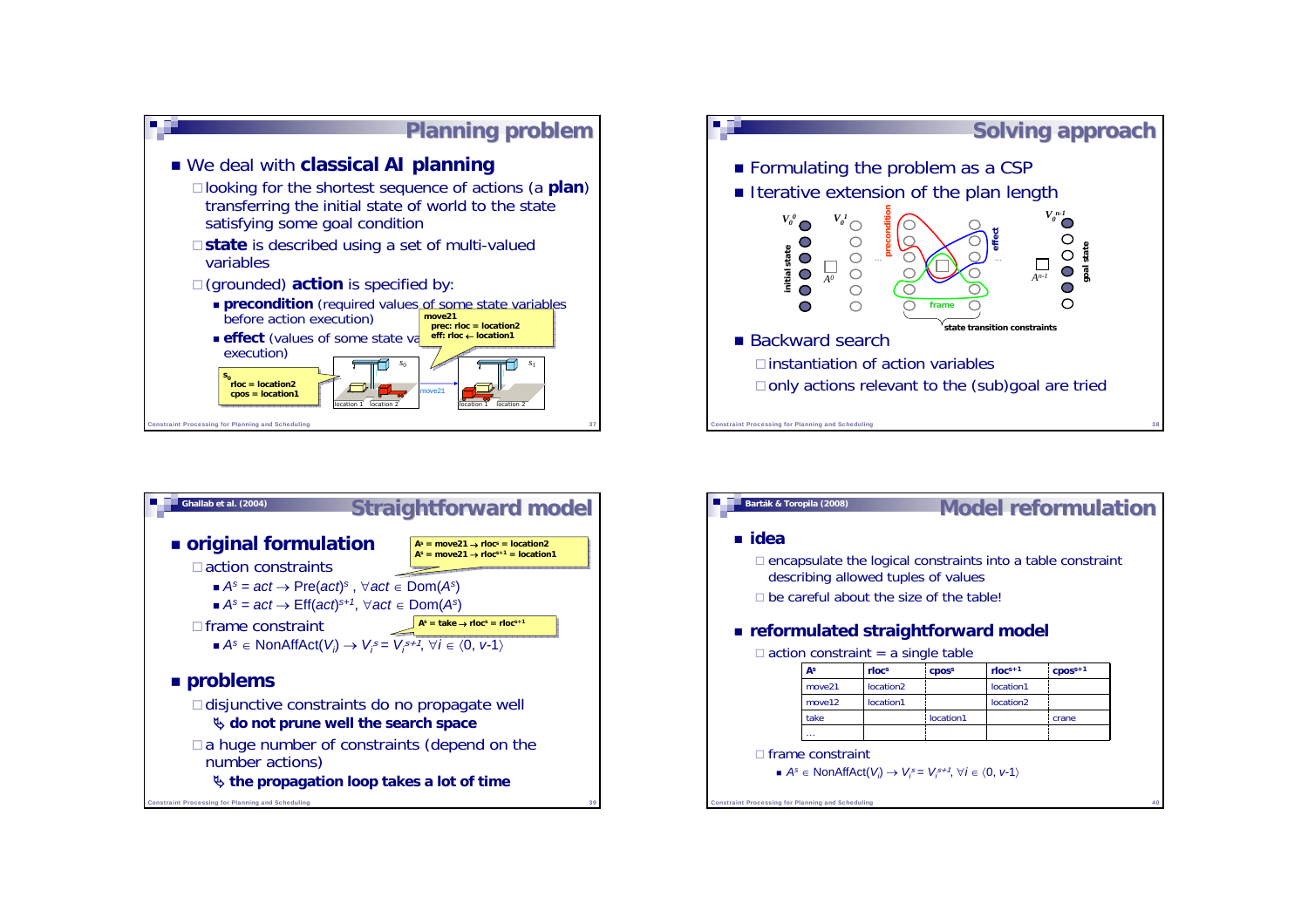## Planning problem

- We deal with **classical AI planning**
  - looking for the shortest sequence of actions (a **plan**) transferring the initial state of world to the state satisfying some goal condition
  - **state** is described using a set of multi-valued variables
  - (grounded) **action** is specified by:
    - **precondition** (required values of some state variables before action execution)
    - **effect** (values of some state variables after action execution)

**move21**
prec: rloc = location2
eff: rloc ← location1

$s_0$
rloc = location2
cpos = location1

## Solving approach

- Formulating the problem as a CSP
- Iterative extension of the plan length
- Backward search
  - instantiation of action variables
  - only actions relevant to the (sub)goal are tried

## Straightforward model

Ghallab et al. (2004)

- **original formulation**
  - action constraints
    - $A^s = act \rightarrow \text{Pre}(act)^s$, $\forall act \in \text{Dom}(A^s)$
    - $A^s = act \rightarrow \text{Eff}(act)^{s+1}$, $\forall act \in \text{Dom}(A^s)$
  - frame constraint
    - $A^s \in \text{NonAffAct}(V_i) \rightarrow V_i^s = V_i^{s+1}$, $\forall i \in \langle 0, v\text{-}1 \rangle$

$A^s = \text{move21} \rightarrow \text{rloc}^s = \text{location2}$
$A^s = \text{move21} \rightarrow \text{rloc}^{s+1} = \text{location1}$

$A^s = \text{take} \rightarrow \text{rloc}^s = \text{rloc}^{s+1}$

- **problems**
  - disjunctive constraints do no propagate well
    - **do not prune well the search space**
  - a huge number of constraints (depend on the number actions)
    - **the propagation loop takes a lot of time**

## Model reformulation

Barták & Toropila (2008)

- **idea**
  - encapsulate the logical constraints into a table constraint describing allowed tuples of values
  - be careful about the size of the table!
- **reformulated straightforward model**
  - action constraint = a single table

| $A^s$ | $\text{rloc}^s$ | $\text{cpos}^s$ | $\text{rloc}^{s+1}$ | $\text{cpos}^{s+1}$ |
|---|---|---|---|---|
| move21 | location2 | | location1 | |
| move12 | location1 | | location2 | |
| take | | location1 | | crane |
| … | | | | |

  - frame constraint
    - $A^s \in \text{NonAffAct}(V_i) \rightarrow V_i^s = V_i^{s+1}$, $\forall i \in \langle 0, v\text{-}1 \rangle$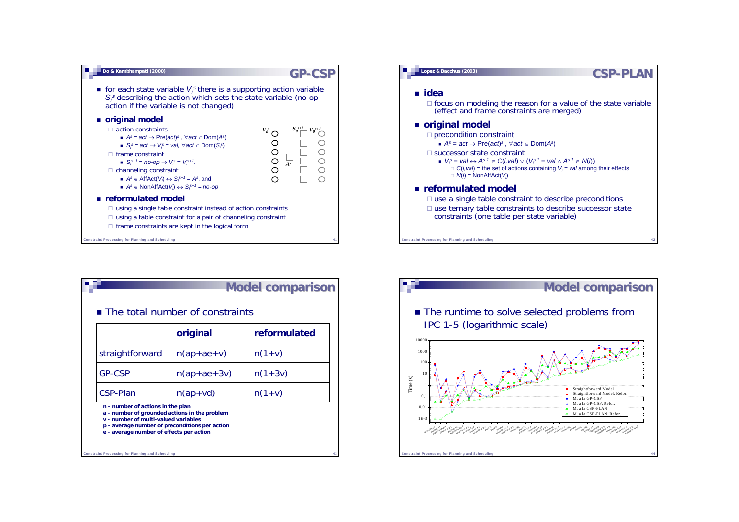## GP-CSP

Do & Kambhampati (2000)

- for each state variable $V_i^s$ there is a supporting action variable $S_i^s$ describing the action which sets the state variable (no-op action if the variable is not changed)

- **original model**
  - action constraints
    - $A^s = act \rightarrow \text{Pre}(act)^s$, $\forall act \in \text{Dom}(A^s)$
    - $S_i^s = act \rightarrow V_i^s = val$, $\forall act \in \text{Dom}(S_i^s)$
  - frame constraint
    - $S_i^{s+1} = no\text{-}op \rightarrow V_i^s = V_i^{s+1}$.
  - channeling constraint
    - $A^s \in \text{AffAct}(V_i) \leftrightarrow S_i^{s+1} = A^s$, and
    - $A^s \in \text{NonAffAct}(V_i) \leftrightarrow S_i^{s+1} = no\text{-}op$

- **reformulated model**
  - using a single table constraint instead of action constraints
  - using a table constraint for a pair of channeling constraint
  - frame constraints are kept in the logical form

## CSP-PLAN

Lopez & Bacchus (2003)

- **idea**
  - focus on modeling the reason for a value of the state variable (effect and frame constraints are merged)

- **original model**
  - precondition constraint
    - $A^s = act \rightarrow \text{Pre}(act)^s$, $\forall act \in \text{Dom}(A^s)$
  - successor state constraint
    - $V_i^s = val \leftrightarrow A^{s-1} \in C(i,val) \vee (V_i^{s-1} = val \wedge A^{s-1} \in N(i))$
      - $C(i,val)$ = the set of actions containing $V_i = val$ among their effects
      - $N(i)$ = NonAffAct($V_i$)

- **reformulated model**
  - use a single table constraint to describe preconditions
  - use ternary table constraints to describe successor state constraints (one table per state variable)

## Model comparison

- The total number of constraints

| | original | reformulated |
|---|---|---|
| straightforward | n(ap+ae+v) | n(1+v) |
| GP-CSP | n(ap+ae+3v) | n(1+3v) |
| CSP-Plan | n(ap+vd) | n(1+v) |

**n - number of actions in the plan**
**a - number of grounded actions in the problem**
**v - number of multi-valued variables**
**p - average number of preconditions per action**
**e - average number of effects per action**

## Model comparison

- The runtime to solve selected problems from IPC 1-5 (logarithmic scale)

Legend: Straightforward Model; Straightforward Model: Refor.; M. a la GP-CSP; M. a la GP-CSP: Refor.; M. a la CSP-PLAN; M. a la CSP-PLAN: Refor.

Time (s)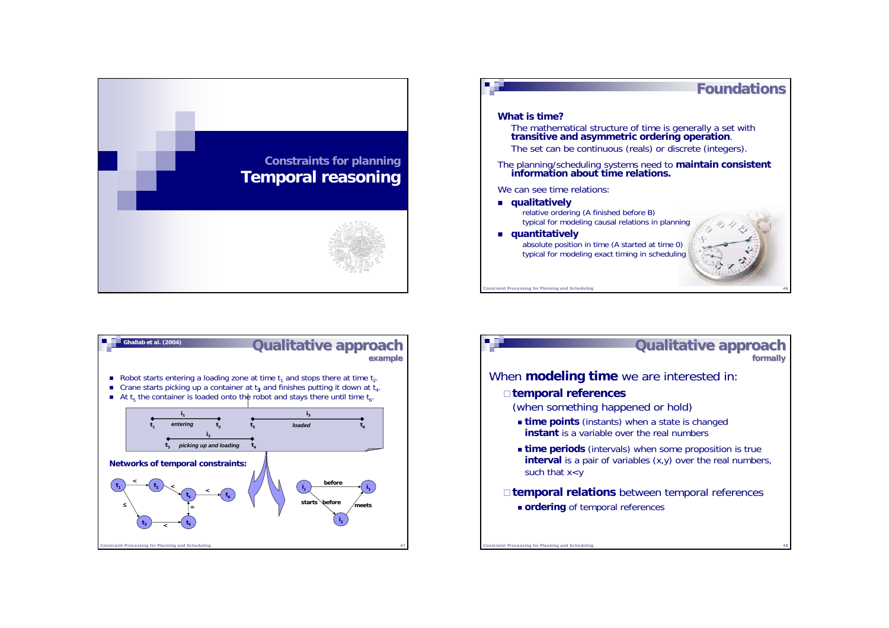## Constraints for planning

# Temporal reasoning

---

## Foundations

**What is time?**

The mathematical structure of time is generally a set with **transitive and asymmetric ordering operation**.

The set can be continuous (reals) or discrete (integers).

The planning/scheduling systems need to **maintain consistent information about time relations.**

We can see time relations:

- **qualitatively**
  - relative ordering (A finished before B)
  - typical for modeling causal relations in planning
- **quantitatively**
  - absolute position in time (A started at time 0)
  - typical for modeling exact timing in scheduling

---

## Qualitative approach
### example

Ghallab et al. (2004)

- Robot starts entering a loading zone at time $t_1$ and stops there at time $t_2$.
- Crane starts picking up a container at $t_3$ and finishes putting it down at $t_4$.
- At $t_5$ the container is loaded onto the robot and stays there until time $t_6$.

$i_1$: $t_1$ *entering* $t_2$; $i_2$: $t_3$ *picking up and loading* $t_4$; $i_3$: $t_5$ *loaded* $t_6$

**Networks of temporal constraints:**

$t_1 < t_2$, $t_2 < t_5$, $t_5 < t_6$, $t_1 \leq t_3$, $t_3 < t_4$, $t_4 = t_5$

$i_1$ before $i_3$, $i_1$ starts before $i_2$, $i_2$ meets $i_3$

---

## Qualitative approach
### formally

When **modeling time** we are interested in:

- **temporal references**
  (when something happened or hold)
  - **time points** (instants) when a state is changed
    **instant** is a variable over the real numbers
  - **time periods** (intervals) when some proposition is true
    **interval** is a pair of variables (x,y) over the real numbers, such that x<y
- **temporal relations** between temporal references
  - **ordering** of temporal references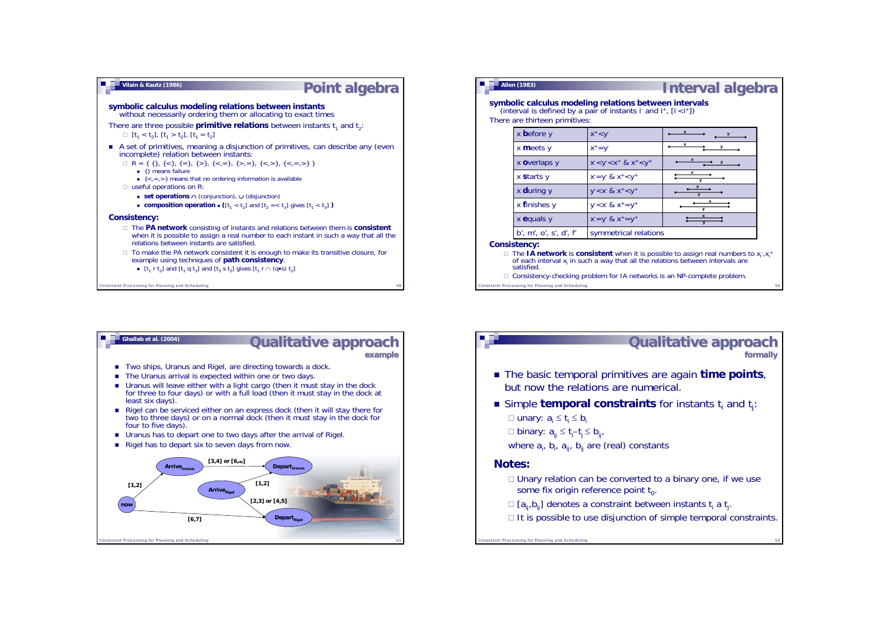## Point algebra

Vilain & Kautz (1986)

**symbolic calculus modeling relations between instants**
without necessarily ordering them or allocating to exact times

There are three possible **primitive relations** between instants $t_1$ and $t_2$:

- $[t_1 < t_2]$, $[t_1 > t_2]$, $[t_1 = t_2]$

- A set of primitives, meaning a disjunction of primitives, can describe any (even incomplete) relation between instants:
  - R = { {}, {<}, {=}, {>}, {<,=}, {>,=}, {<,>}, {<,=,>} }
    - {} means failure
    - {<,=,>} means that no ordering information is available
  - useful operations on R:
    - **set operations** $\cap$ (conjunction), $\cup$ (disjunction)
    - **composition operation** • ($[t_1 < t_2]$ and $[t_2 =< t_3]$ gives $[t_1 < t_3]$ **)**

**Consistency:**

- The **PA network** consisting of instants and relations between them is **consistent** when it is possible to assign a real number to each instant in such a way that all the relations between instants are satisfied.
- To make the PA network consistent it is enough to make its transitive closure, for example using techniques of **path consistency**.
  - $[t_1\ r\ t_2]$ and $[t_1\ q\ t_3]$ and $[t_3\ s\ t_2]$ gives $[t_1\ r \cap (q \bullet s)\ t_2]$

## Interval algebra

Allen (1983)

**symbolic calculus modeling relations between intervals**
(interval is defined by a pair of instants $i^-$ and $i^+$, $[i^- < i^+]$)

There are thirteen primitives:

| Relation | Definition |
|---|---|
| x **b**efore y | $x^+ < y^-$ |
| x **m**eets y | $x^+ = y^-$ |
| x **o**verlaps y | $x^- < y^- < x^+$ & $x^+ < y^+$ |
| x **s**tarts y | $x^- = y^-$ & $x^+ < y^+$ |
| x **d**uring y | $y^- < x^-$ & $x^+ < y^+$ |
| x **f**inishes y | $y^- < x^-$ & $x^+ = y^+$ |
| x **e**quals y | $x^- = y^-$ & $x^+ = y^+$ |
| b', m', o', s', d', f' | symmetrical relations |

**Consistency:**

- The **IA network** is **consistent** when it is possible to assign real numbers to $x_i^-, x_i^+$ of each interval $x_i$ in such a way that all the relations between intervals are satisfied.
- Consistency-checking problem for IA networks is an NP-complete problem.

## Qualitative approach – example

Ghallab et al. (2004)

- Two ships, Uranus and Rigel, are directing towards a dock.
- The Uranus arrival is expected within one or two days.
- Uranus will leave either with a light cargo (then it must stay in the dock for three to four days) or with a full load (then it must stay in the dock at least six days).
- Rigel can be serviced either on an express dock (then it will stay there for two to three days) or on a normal dock (then it must stay in the dock for four to five days).
- Uranus has to depart one to two days after the arrival of Rigel.
- Rigel has to depart six to seven days from now.

Graph: now →[1,2]→ $Arrive_{Uranus}$; $Arrive_{Uranus}$ →[3,4] or [6,∞]→ $Depart_{Uranus}$; $Arrive_{Rigel}$ →[1,2]→ $Depart_{Uranus}$; $Arrive_{Rigel}$ →[2,3] or [4,5]→ $Depart_{Rigel}$; now →[6,7]→ $Depart_{Rigel}$

## Qualitative approach – formally

- The basic temporal primitives are again **time points**, but now the relations are numerical.
- Simple **temporal constraints** for instants $t_i$ and $t_j$:
  - unary: $a_i \le t_i \le b_i$
  - binary: $a_{ij} \le t_i - t_j \le b_{ij}$,

  where $a_i$, $b_i$, $a_{ij}$, $b_{ij}$ are (real) constants

**Notes:**

- Unary relation can be converted to a binary one, if we use some fix origin reference point $t_0$.
- $[a_{ij}, b_{ij}]$ denotes a constraint between instants $t_i$ a $t_j$.
- It is possible to use disjunction of simple temporal constraints.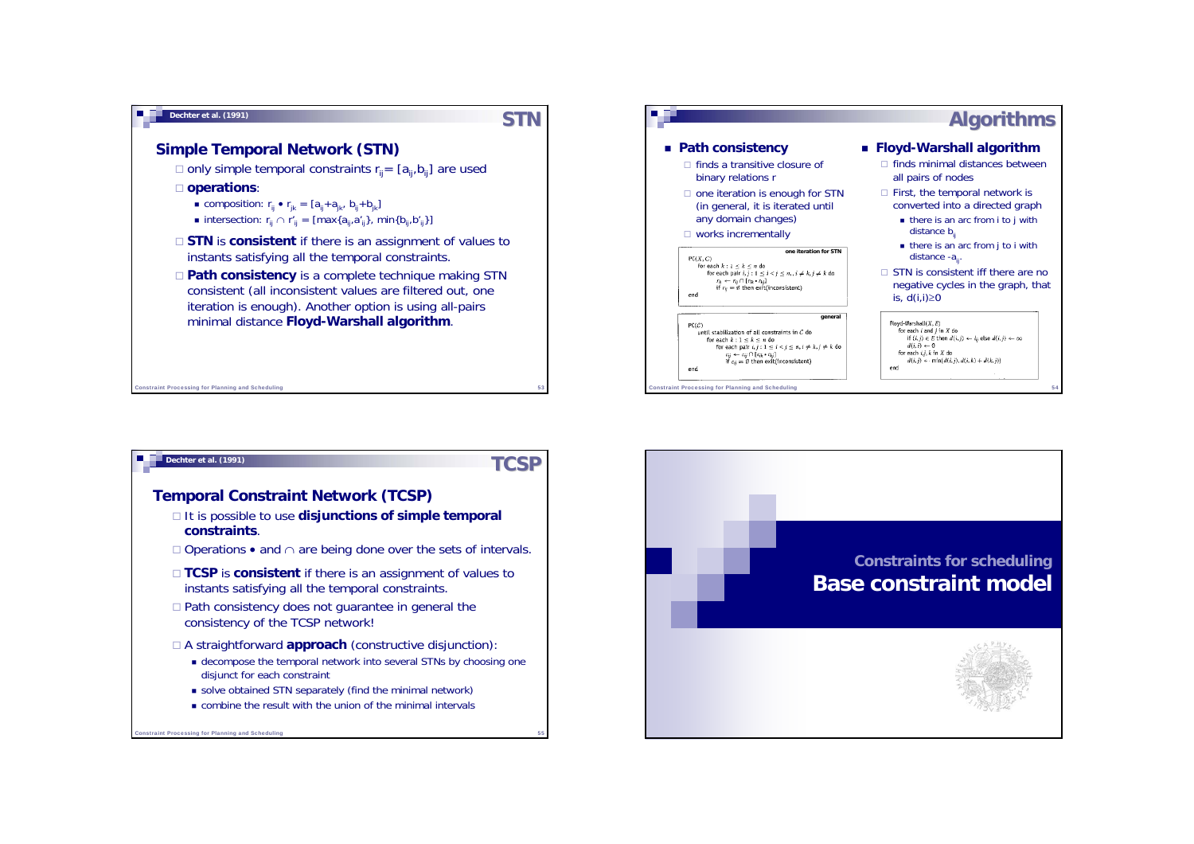## STN

Dechter et al. (1991)

### Simple Temporal Network (STN)

- only simple temporal constraints $r_{ij} = [a_{ij}, b_{ij}]$ are used
- **operations**:
  - composition: $r_{ij} \bullet r_{jk} = [a_{ij}+a_{jk}, b_{ij}+b_{jk}]$
  - intersection: $r_{ij} \cap r'_{ij} = [\max\{a_{ij}, a'_{ij}\}, \min\{b_{ij}, b'_{ij}\}]$
- **STN** is **consistent** if there is an assignment of values to instants satisfying all the temporal constraints.
- **Path consistency** is a complete technique making STN consistent (all inconsistent values are filtered out, one iteration is enough). Another option is using all-pairs minimal distance **Floyd-Warshall algorithm**.

## Algorithms

- **Path consistency**
  - finds a transitive closure of binary relations r
  - one iteration is enough for STN (in general, it is iterated until any domain changes)
  - works incrementally

one iteration for STN

```
PC(X,C)
  for each k : 1 ≤ k ≤ n do
    for each pair i,j : 1 ≤ i < j ≤ n, i ≠ k, j ≠ k do
      r_ij ← r_ij ∩ [r_ik • r_kj]
      if r_ij = ∅ then exit(inconsistent)
end
```

general

```
PC(C)
  until stabilization of all constraints in C do
    for each k : 1 ≤ k ≤ n do
      for each pair i,j : 1 ≤ i < j ≤ n, i ≠ k, j ≠ k do
        c_ij ← c_ij ∩ [c_ik • c_kj]
        if c_ij = ∅ then exit(inconsistent)
end
```

- **Floyd-Warshall algorithm**
  - finds minimal distances between all pairs of nodes
  - First, the temporal network is converted into a directed graph
    - there is an arc from i to j with distance $b_{ij}$
    - there is an arc from j to i with distance $-a_{ij}$.
  - STN is consistent iff there are no negative cycles in the graph, that is, $d(i,i) \geq 0$

```
Floyd-Warshall(X, E)
  for each i and j in X do
    if (i,j) ∈ E then d(i,j) ← l_ij else d(i,j) ← ∞
    d(i,i) ← 0
  for each i,j,k in X do
    d(i,j) ← min{d(i,j), d(i,k) + d(k,j)}
end
```

## TCSP

Dechter et al. (1991)

### Temporal Constraint Network (TCSP)

- It is possible to use **disjunctions of simple temporal constraints**.
- Operations $\bullet$ and $\cap$ are being done over the sets of intervals.
- **TCSP** is **consistent** if there is an assignment of values to instants satisfying all the temporal constraints.
- Path consistency does not guarantee in general the consistency of the TCSP network!
- A straightforward **approach** (constructive disjunction):
  - decompose the temporal network into several STNs by choosing one disjunct for each constraint
  - solve obtained STN separately (find the minimal network)
  - combine the result with the union of the minimal intervals

## Constraints for scheduling
# Base constraint model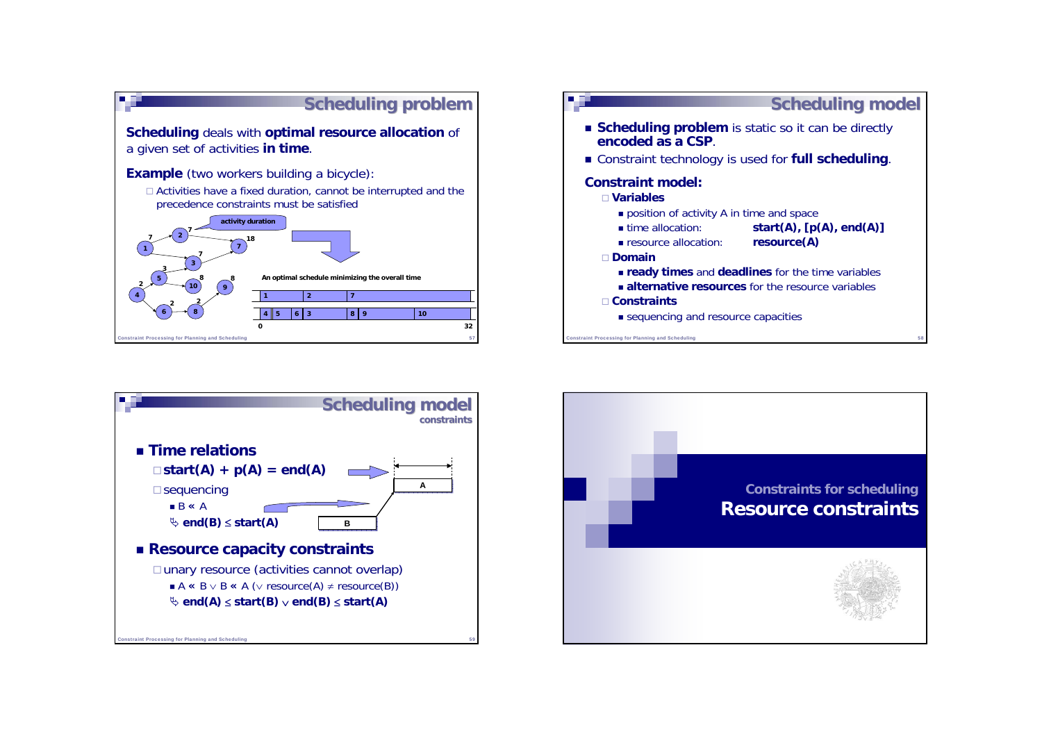## Scheduling problem

**Scheduling** deals with **optimal resource allocation** of a given set of activities **in time**.

**Example** (two workers building a bicycle):

- Activities have a fixed duration, cannot be interrupted and the precedence constraints must be satisfied

activity duration

An optimal schedule minimizing the overall time

## Scheduling model

- **Scheduling problem** is static so it can be directly **encoded as a CSP**.
- Constraint technology is used for **full scheduling**.

**Constraint model:**

- **Variables**
  - position of activity A in time and space
  - time allocation: **start(A), [p(A), end(A)]**
  - resource allocation: **resource(A)**
- **Domain**
  - **ready times** and **deadlines** for the time variables
  - **alternative resources** for the resource variables
- **Constraints**
  - sequencing and resource capacities

## Scheduling model
### constraints

- **Time relations**
  - **start(A) + p(A) = end(A)**
  - sequencing
    - B « A
    - ⇒ **end(B) ≤ start(A)**
- **Resource capacity constraints**
  - unary resource (activities cannot overlap)
    - A « B ∨ B « A (∨ resource(A) ≠ resource(B))
    - ⇒ **end(A) ≤ start(B) ∨ end(B) ≤ start(A)**

## Constraints for scheduling
# Resource constraints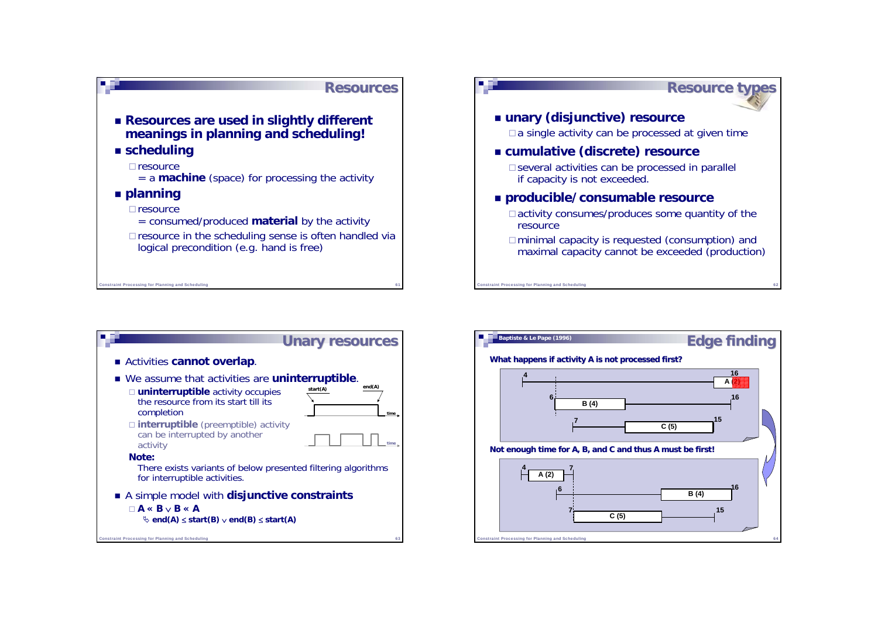## Resources

- **Resources are used in slightly different meanings in planning and scheduling!**
- **scheduling**
  - resource
    = a **machine** (space) for processing the activity
- **planning**
  - resource
    = consumed/produced **material** by the activity
  - resource in the scheduling sense is often handled via logical precondition (e.g. hand is free)

## Resource types

- **unary (disjunctive) resource**
  - a single activity can be processed at given time
- **cumulative (discrete) resource**
  - several activities can be processed in parallel if capacity is not exceeded.
- **producible/consumable resource**
  - activity consumes/produces some quantity of the resource
  - minimal capacity is requested (consumption) and maximal capacity cannot be exceeded (production)

## Unary resources

- Activities **cannot overlap**.
- We assume that activities are **uninterruptible**.
  - **uninterruptible** activity occupies the resource from its start till its completion
  - **interruptible** (preemptible) activity can be interrupted by another activity

start(A) end(A) time

time

**Note:**

There exists variants of below presented filtering algorithms for interruptible activities.

- A simple model with **disjunctive constraints**
  - **A « B ∨ B « A**
    - **end(A) ≤ start(B) ∨ end(B) ≤ start(A)**

## Edge finding

Baptiste & Le Pape (1996)

**What happens if activity A is not processed first?**

4, 16, A (2); 6, 16, B (4); 7, 15, C (5)

**Not enough time for A, B, and C and thus A must be first!**

4, 7, A (2); 6, 16, B (4); 7, 15, C (5)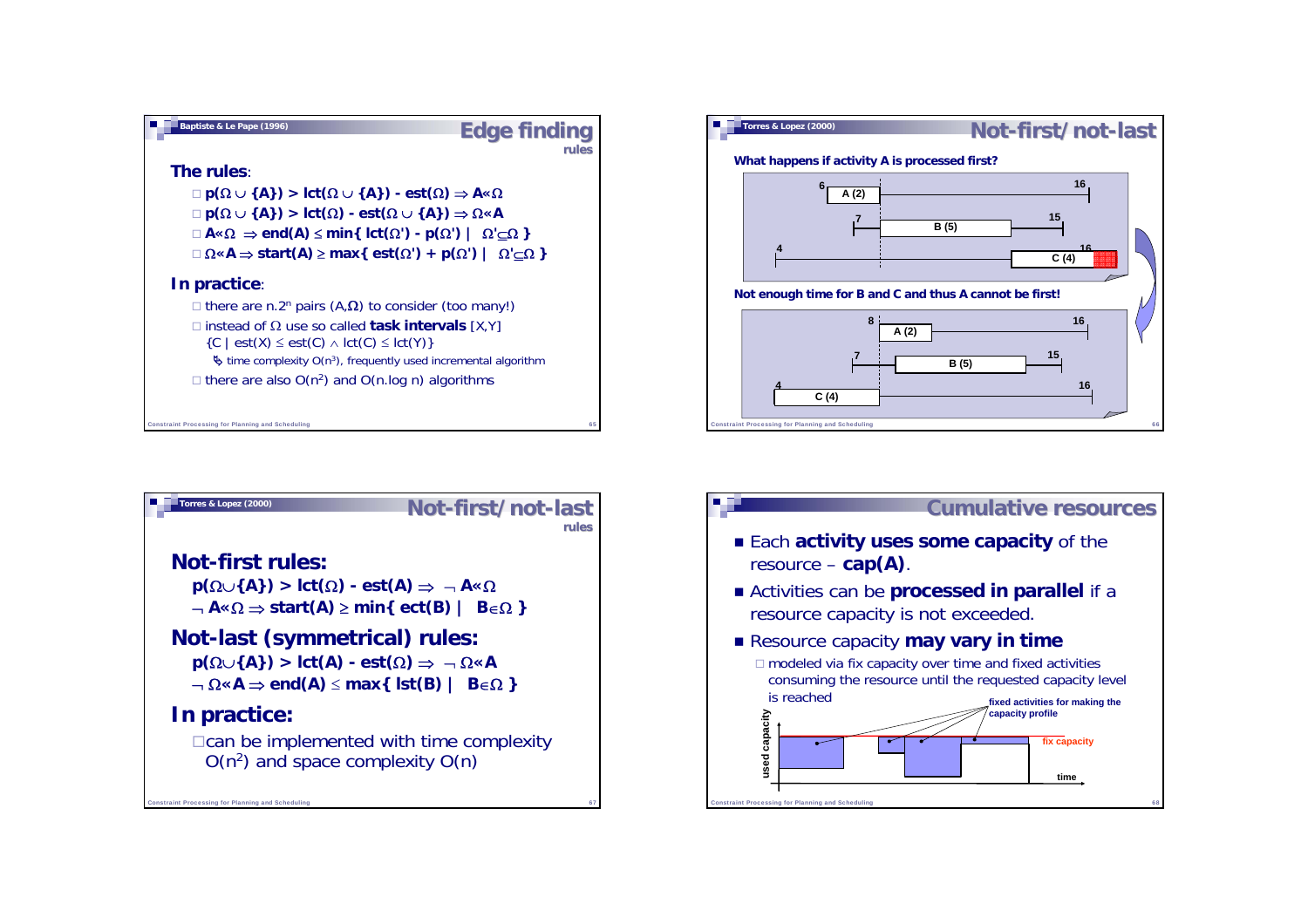## Edge finding

Baptiste & Le Pape (1996)

rules

**The rules**:

- $p(\Omega \cup \{A\}) > lct(\Omega \cup \{A\}) - est(\Omega) \Rightarrow A \ll \Omega$
- $p(\Omega \cup \{A\}) > lct(\Omega) - est(\Omega \cup \{A\}) \Rightarrow \Omega \ll A$
- $A \ll \Omega \Rightarrow end(A) \leq \min\{ lct(\Omega') - p(\Omega') \mid \Omega' \subseteq \Omega \}$
- $\Omega \ll A \Rightarrow start(A) \geq \max\{ est(\Omega') + p(\Omega') \mid \Omega' \subseteq \Omega \}$

**In practice**:

- there are $n.2^n$ pairs $(A,\Omega)$ to consider (too many!)
- instead of $\Omega$ use so called **task intervals** [X,Y]
  $\{C \mid est(X) \leq est(C) \wedge lct(C) \leq lct(Y)\}$
  - time complexity $O(n^3)$, frequently used incremental algorithm
- there are also $O(n^2)$ and $O(n.\log n)$ algorithms

## Not-first/not-last

Torres & Lopez (2000)

**What happens if activity A is processed first?**

**Not enough time for B and C and thus A cannot be first!**

## Not-first/not-last

Torres & Lopez (2000)

rules

### Not-first rules:

$p(\Omega \cup \{A\}) > lct(\Omega) - est(A) \Rightarrow \neg A \ll \Omega$

$\neg A \ll \Omega \Rightarrow start(A) \geq \min\{ ect(B) \mid B \in \Omega \}$

### Not-last (symmetrical) rules:

$p(\Omega \cup \{A\}) > lct(A) - est(\Omega) \Rightarrow \neg \Omega \ll A$

$\neg \Omega \ll A \Rightarrow end(A) \leq \max\{ lst(B) \mid B \in \Omega \}$

### In practice:

- can be implemented with time complexity $O(n^2)$ and space complexity $O(n)$

## Cumulative resources

- Each **activity uses some capacity** of the resource – **cap(A)**.
- Activities can be **processed in parallel** if a resource capacity is not exceeded.
- Resource capacity **may vary in time**
  - modeled via fix capacity over time and fixed activities consuming the resource until the requested capacity level is reached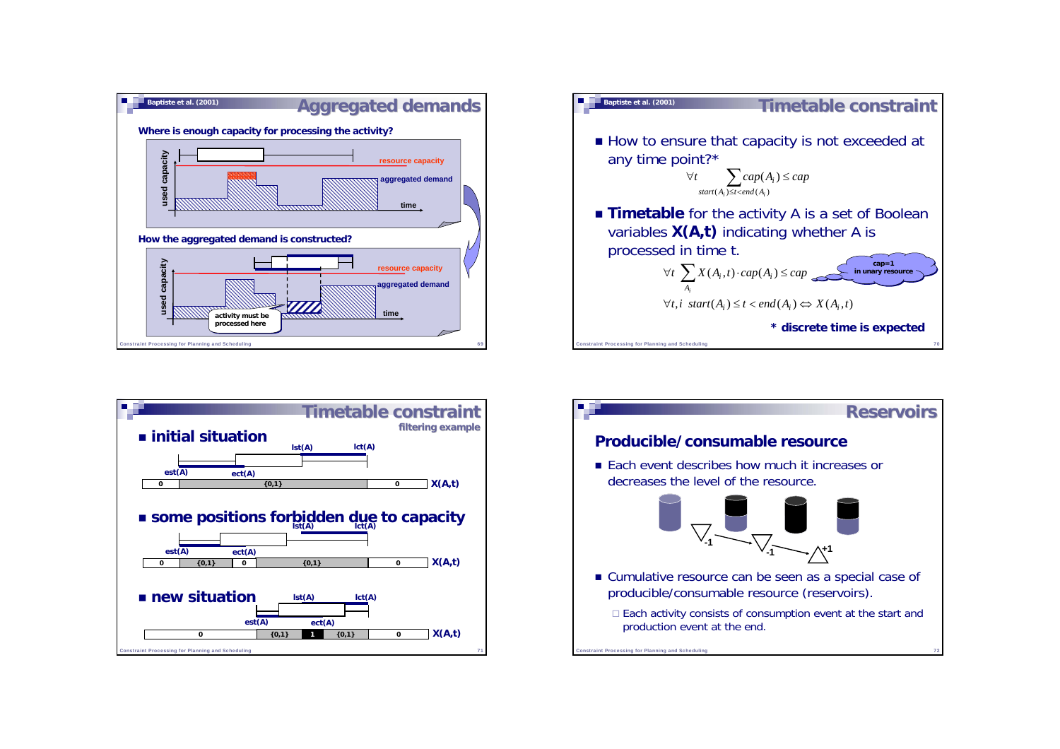## Aggregated demands

Baptiste et al. (2001)

**Where is enough capacity for processing the activity?**

used capacity — resource capacity — aggregated demand — time

**How the aggregated demand is constructed?**

used capacity — resource capacity — aggregated demand — time — activity must be processed here

## Timetable constraint

Baptiste et al. (2001)

- How to ensure that capacity is not exceeded at any time point?*

$$\forall t \sum_{start(A_i) \le t < end(A_i)} cap(A_i) \le cap$$

- **Timetable** for the activity A is a set of Boolean variables **X(A,t)** indicating whether A is processed in time t.

$$\forall t \sum_{A_i} X(A_i,t) \cdot cap(A_i) \le cap$$

cap=1 in unary resource

$$\forall t,i \;\; start(A_i) \le t < end(A_i) \Leftrightarrow X(A_i,t)$$

**\* discrete time is expected**

## Timetable constraint

filtering example

- **initial situation**

lst(A), lct(A), est(A), ect(A)

| 0 | {0,1} | 0 | X(A,t) |
|---|---|---|---|

- **some positions forbidden due to capacity**

lst(A), lct(A), est(A), ect(A)

| 0 | {0,1} | 0 | {0,1} | 0 | X(A,t) |
|---|---|---|---|---|---|

- **new situation**

lst(A), lct(A), est(A), ect(A)

| 0 | {0,1} | 1 | {0,1} | 0 | X(A,t) |
|---|---|---|---|---|---|

## Reservoirs

### Producible/consumable resource

- Each event describes how much it increases or decreases the level of the resource.

-1, -1, +1

- Cumulative resource can be seen as a special case of producible/consumable resource (reservoirs).
  - Each activity consists of consumption event at the start and production event at the end.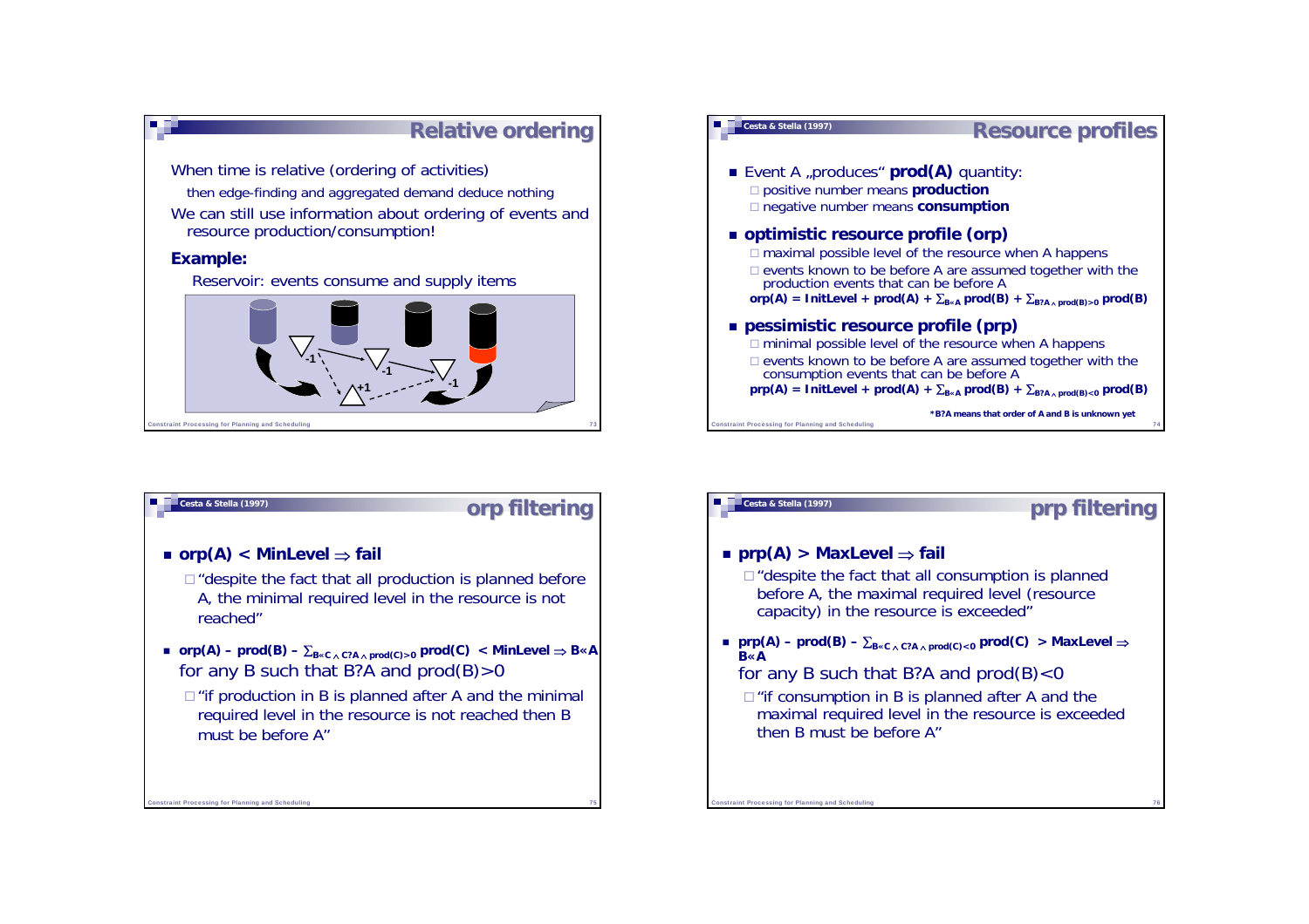## Relative ordering

When time is relative (ordering of activities)

then edge-finding and aggregated demand deduce nothing

We can still use information about ordering of events and resource production/consumption!

**Example:**

Reservoir: events consume and supply items

## Resource profiles

Cesta & Stella (1997)

- Event A „produces" **prod(A)** quantity:
  - positive number means **production**
  - negative number means **consumption**
- **optimistic resource profile (orp)**
  - maximal possible level of the resource when A happens
  - events known to be before A are assumed together with the production events that can be before A

**orp(A) = InitLevel + prod(A) +** $\sum_{B \ll A}$ **prod(B) +** $\sum_{B?A \wedge prod(B)>0}$ **prod(B)**

- **pessimistic resource profile (prp)**
  - minimal possible level of the resource when A happens
  - events known to be before A are assumed together with the consumption events that can be before A

**prp(A) = InitLevel + prod(A) +** $\sum_{B \ll A}$ **prod(B) +** $\sum_{B?A \wedge prod(B)<0}$ **prod(B)**

***B?A means that order of A and B is unknown yet**

## orp filtering

Cesta & Stella (1997)

- **orp(A) < MinLevel ⇒ fail**
  - "despite the fact that all production is planned before A, the minimal required level in the resource is not reached"
- **orp(A) – prod(B) –** $\sum_{B \ll C \wedge C?A \wedge prod(C)>0}$ **prod(C) < MinLevel ⇒ B«A** for any B such that B?A and prod(B)>0
  - "if production in B is planned after A and the minimal required level in the resource is not reached then B must be before A"

## prp filtering

Cesta & Stella (1997)

- **prp(A) > MaxLevel ⇒ fail**
  - "despite the fact that all consumption is planned before A, the maximal required level (resource capacity) in the resource is exceeded"
- **prp(A) – prod(B) –** $\sum_{B \ll C \wedge C?A \wedge prod(C)<0}$ **prod(C) > MaxLevel ⇒ B«A** for any B such that B?A and prod(B)<0
  - "if consumption in B is planned after A and the maximal required level in the resource is exceeded then B must be before A"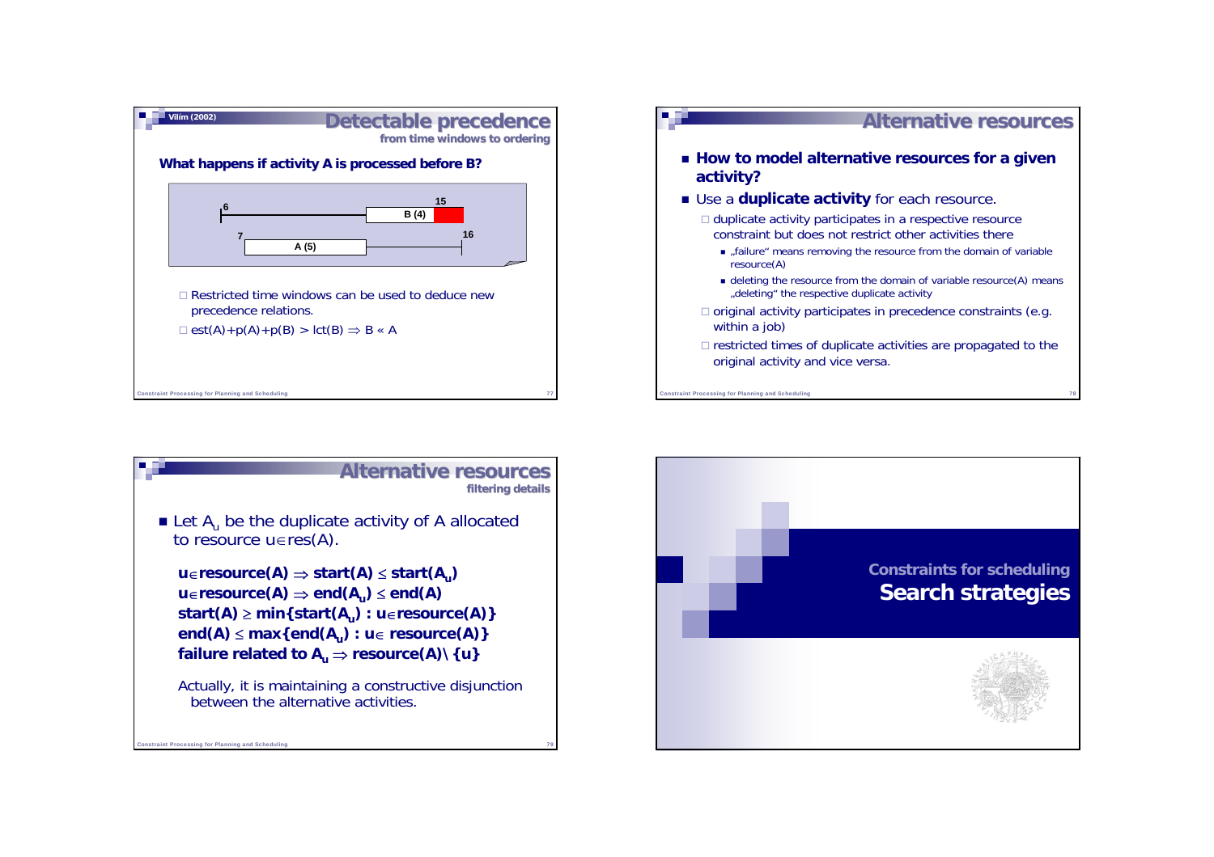## Detectable precedence

**from time windows to ordering**

Vilím (2002)

**What happens if activity A is processed before B?**

6 — B (4) — 15

7 — A (5) — 16

- Restricted time windows can be used to deduce new precedence relations.
- $est(A)+p(A)+p(B) > lct(B) \Rightarrow B \ll A$

## Alternative resources

- **How to model alternative resources for a given activity?**
- Use a **duplicate activity** for each resource.
  - duplicate activity participates in a respective resource constraint but does not restrict other activities there
    - „failure" means removing the resource from the domain of variable resource(A)
    - deleting the resource from the domain of variable resource(A) means „deleting" the respective duplicate activity
  - original activity participates in precedence constraints (e.g. within a job)
  - restricted times of duplicate activities are propagated to the original activity and vice versa.

## Alternative resources

**filtering details**

- Let $A_u$ be the duplicate activity of A allocated to resource $u \in res(A)$.

  $u \in resource(A) \Rightarrow start(A) \leq start(A_u)$
  $u \in resource(A) \Rightarrow end(A_u) \leq end(A)$
  $start(A) \geq \min\{start(A_u) : u \in resource(A)\}$
  $end(A) \leq \max\{end(A_u) : u \in resource(A)\}$
  **failure related to** $A_u \Rightarrow resource(A) \setminus \{u\}$

  Actually, it is maintaining a constructive disjunction between the alternative activities.

# Constraints for scheduling
# Search strategies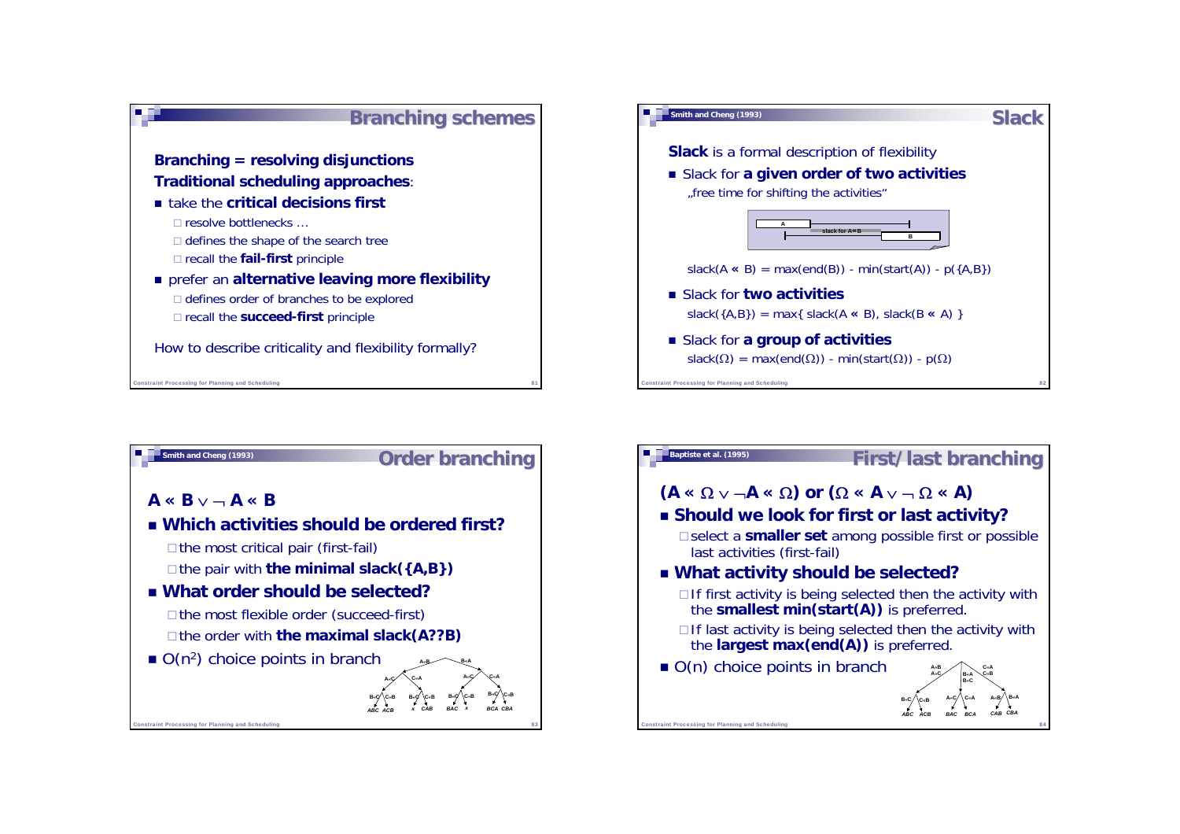## Branching schemes

**Branching = resolving disjunctions**

**Traditional scheduling approaches**:

- take the **critical decisions first**
  - resolve bottlenecks …
  - defines the shape of the search tree
  - recall the **fail-first** principle
- prefer an **alternative leaving more flexibility**
  - defines order of branches to be explored
  - recall the **succeed-first** principle

How to describe criticality and flexibility formally?

## Slack

Smith and Cheng (1993)

**Slack** is a formal description of flexibility

- Slack for **a given order of two activities**
  „free time for shifting the activities"

$$\text{slack}(A \ll B) = \max(\text{end}(B)) - \min(\text{start}(A)) - p(\{A,B\})$$

- Slack for **two activities**

$$\text{slack}(\{A,B\}) = \max\{ \text{slack}(A \ll B), \text{slack}(B \ll A) \}$$

- Slack for **a group of activities**

$$\text{slack}(\Omega) = \max(\text{end}(\Omega)) - \min(\text{start}(\Omega)) - p(\Omega)$$

## Order branching

Smith and Cheng (1993)

$$A \ll B \vee \neg A \ll B$$

- **Which activities should be ordered first?**
  - the most critical pair (first-fail)
  - the pair with **the minimal slack({A,B})**
- **What order should be selected?**
  - the most flexible order (succeed-first)
  - the order with **the maximal slack(A??B)**
- $O(n^2)$ choice points in branch

## First/last branching

Baptiste et al. (1995)

$$(A \ll \Omega \vee \neg A \ll \Omega) \text{ or } (\Omega \ll A \vee \neg \Omega \ll A)$$

- **Should we look for first or last activity?**
  - select a **smaller set** among possible first or possible last activities (first-fail)
- **What activity should be selected?**
  - If first activity is being selected then the activity with the **smallest min(start(A))** is preferred.
  - If last activity is being selected then the activity with the **largest max(end(A))** is preferred.
- $O(n)$ choice points in branch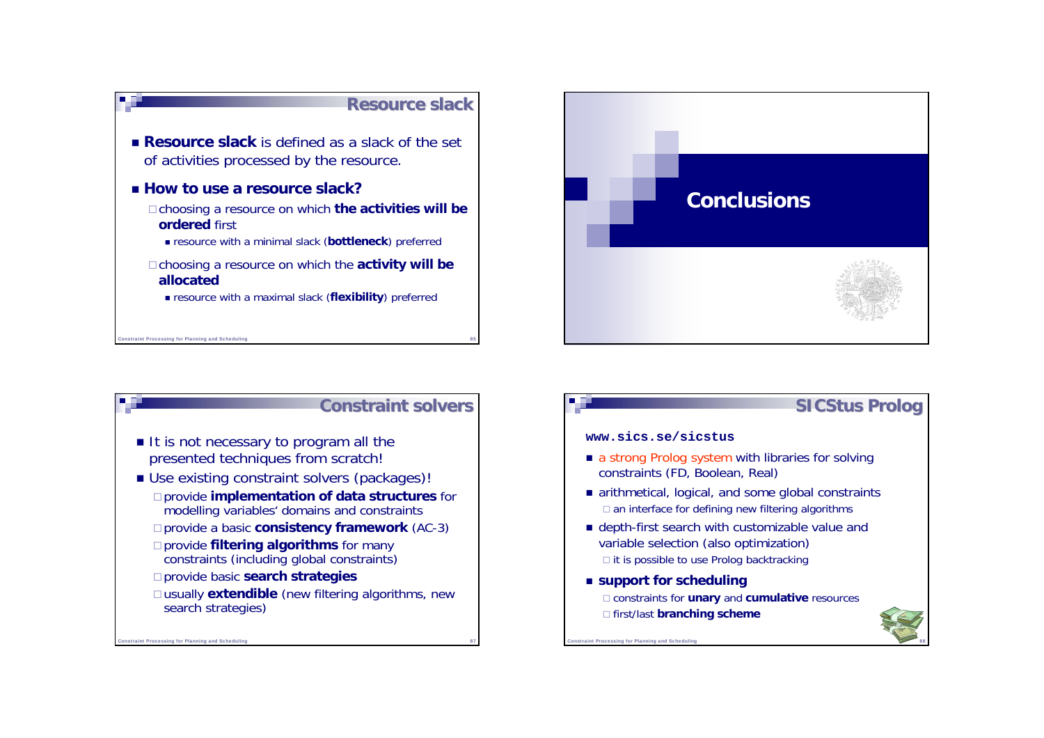## Resource slack

- **Resource slack** is defined as a slack of the set of activities processed by the resource.
- **How to use a resource slack?**
  - choosing a resource on which **the activities will be ordered** first
    - resource with a minimal slack (**bottleneck**) preferred
  - choosing a resource on which the **activity will be allocated**
    - resource with a maximal slack (**flexibility**) preferred

# Conclusions

## Constraint solvers

- It is not necessary to program all the presented techniques from scratch!
- Use existing constraint solvers (packages)!
  - provide **implementation of data structures** for modelling variables' domains and constraints
  - provide a basic **consistency framework** (AC-3)
  - provide **filtering algorithms** for many constraints (including global constraints)
  - provide basic **search strategies**
  - usually **extendible** (new filtering algorithms, new search strategies)

## SICStus Prolog

**www.sics.se/sicstus**

- a strong Prolog system with libraries for solving constraints (FD, Boolean, Real)
- arithmetical, logical, and some global constraints
  - an interface for defining new filtering algorithms
- depth-first search with customizable value and variable selection (also optimization)
  - it is possible to use Prolog backtracking
- **support for scheduling**
  - constraints for **unary** and **cumulative** resources
  - first/last **branching scheme**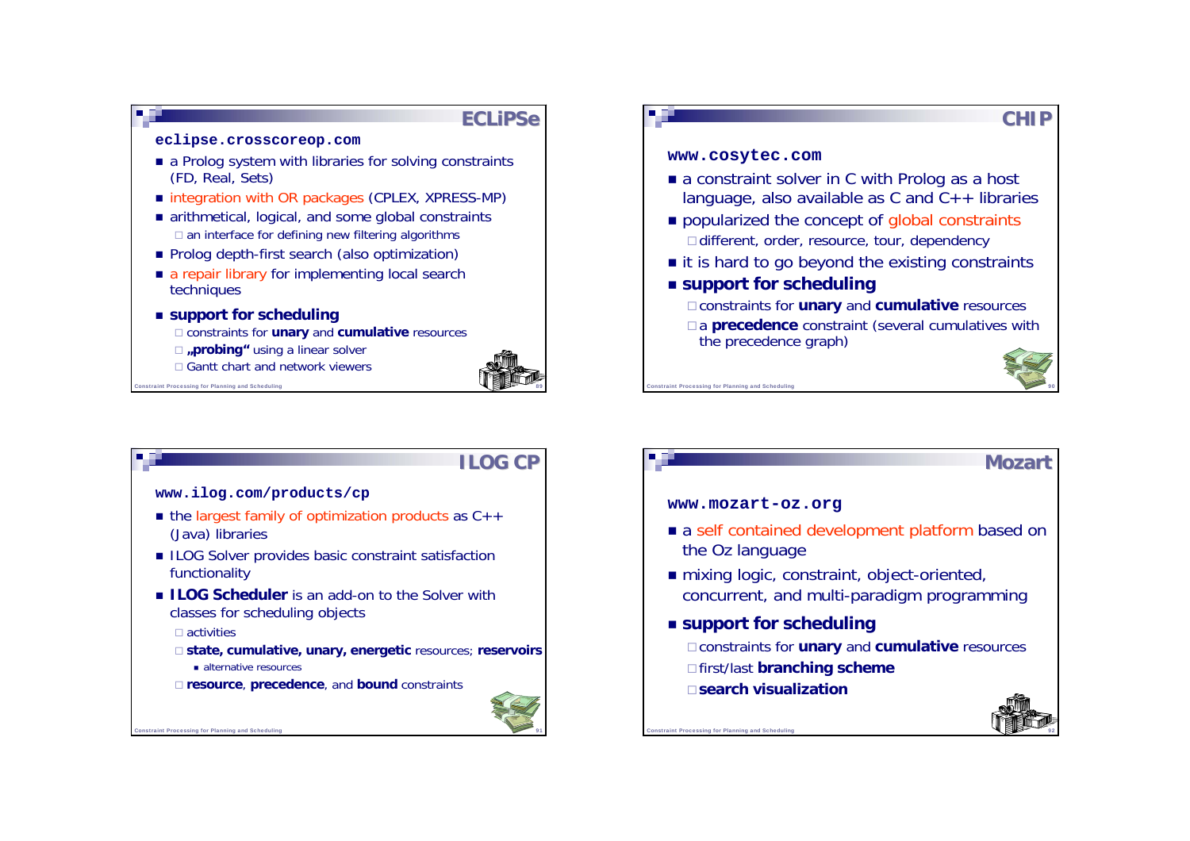## ECLiPSe

`eclipse.crosscoreop.com`

- a Prolog system with libraries for solving constraints (FD, Real, Sets)
- integration with OR packages (CPLEX, XPRESS-MP)
- arithmetical, logical, and some global constraints
  - an interface for defining new filtering algorithms
- Prolog depth-first search (also optimization)
- a repair library for implementing local search techniques
- **support for scheduling**
  - constraints for **unary** and **cumulative** resources
  - **„probing“** using a linear solver
  - Gantt chart and network viewers

## CHIP

`www.cosytec.com`

- a constraint solver in C with Prolog as a host language, also available as C and C++ libraries
- popularized the concept of global constraints
  - different, order, resource, tour, dependency
- it is hard to go beyond the existing constraints
- **support for scheduling**
  - constraints for **unary** and **cumulative** resources
  - a **precedence** constraint (several cumulatives with the precedence graph)

## ILOG CP

`www.ilog.com/products/cp`

- the largest family of optimization products as C++ (Java) libraries
- ILOG Solver provides basic constraint satisfaction functionality
- **ILOG Scheduler** is an add-on to the Solver with classes for scheduling objects
  - activities
  - **state, cumulative, unary, energetic** resources; **reservoirs**
    - alternative resources
  - **resource**, **precedence**, and **bound** constraints

## Mozart

`www.mozart-oz.org`

- a self contained development platform based on the Oz language
- mixing logic, constraint, object-oriented, concurrent, and multi-paradigm programming
- **support for scheduling**
  - constraints for **unary** and **cumulative** resources
  - first/last **branching scheme**
  - **search visualization**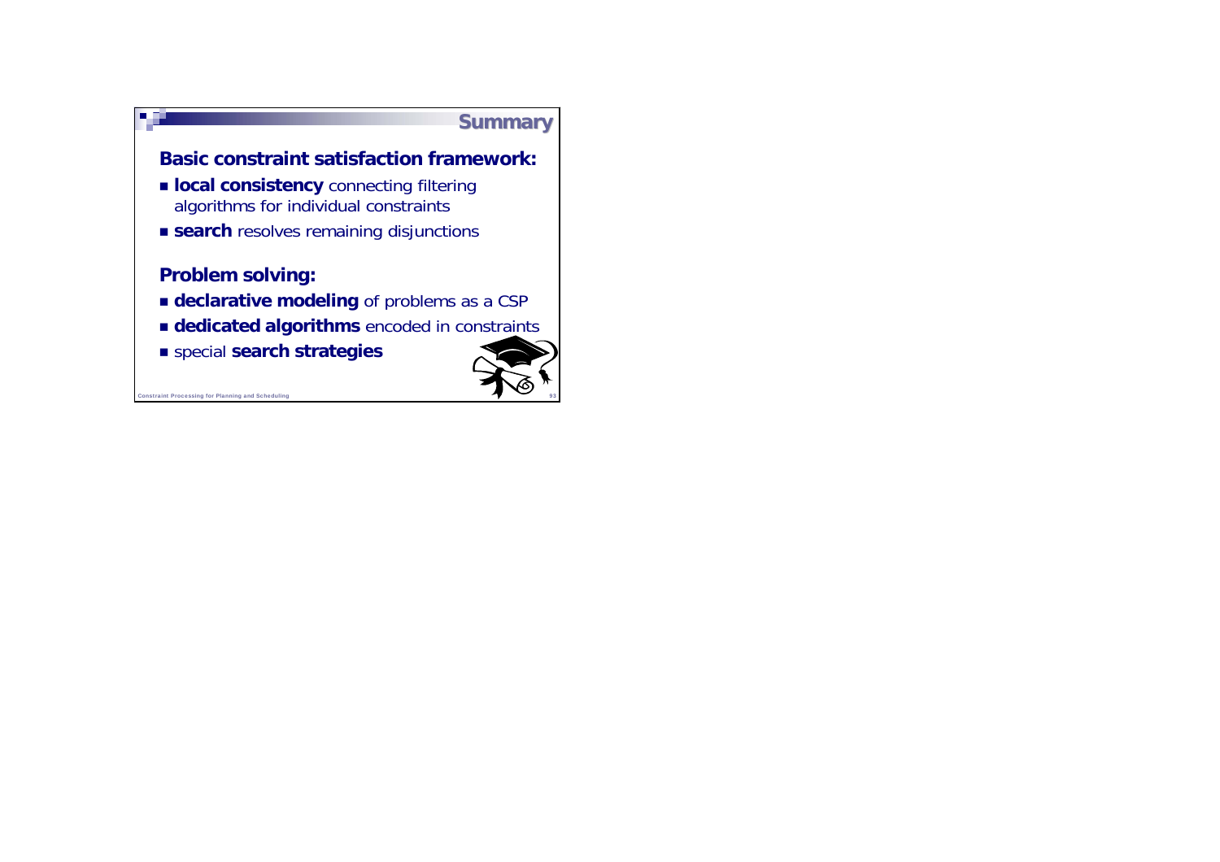# Summary

## Basic constraint satisfaction framework:

- **local consistency** connecting filtering algorithms for individual constraints
- **search** resolves remaining disjunctions

## Problem solving:

- **declarative modeling** of problems as a CSP
- **dedicated algorithms** encoded in constraints
- special **search strategies**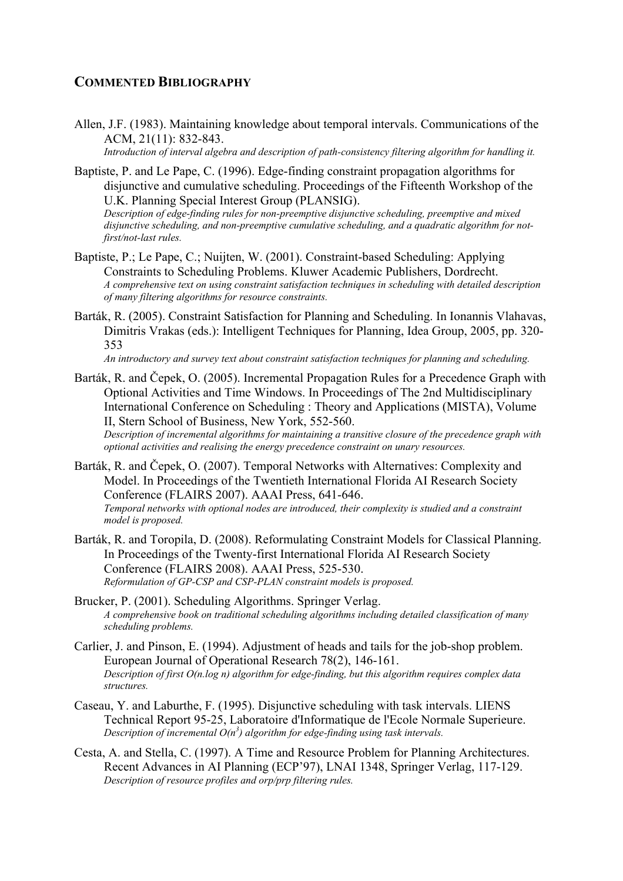## COMMENTED BIBLIOGRAPHY

Allen, J.F. (1983). Maintaining knowledge about temporal intervals. Communications of the ACM, 21(11): 832-843.
*Introduction of interval algebra and description of path-consistency filtering algorithm for handling it.*

Baptiste, P. and Le Pape, C. (1996). Edge-finding constraint propagation algorithms for disjunctive and cumulative scheduling. Proceedings of the Fifteenth Workshop of the U.K. Planning Special Interest Group (PLANSIG).
*Description of edge-finding rules for non-preemptive disjunctive scheduling, preemptive and mixed disjunctive scheduling, and non-preemptive cumulative scheduling, and a quadratic algorithm for not-first/not-last rules.*

Baptiste, P.; Le Pape, C.; Nuijten, W. (2001). Constraint-based Scheduling: Applying Constraints to Scheduling Problems. Kluwer Academic Publishers, Dordrecht.
*A comprehensive text on using constraint satisfaction techniques in scheduling with detailed description of many filtering algorithms for resource constraints.*

Barták, R. (2005). Constraint Satisfaction for Planning and Scheduling. In Ionannis Vlahavas, Dimitris Vrakas (eds.): Intelligent Techniques for Planning, Idea Group, 2005, pp. 320-353
*An introductory and survey text about constraint satisfaction techniques for planning and scheduling.*

Barták, R. and Čepek, O. (2005). Incremental Propagation Rules for a Precedence Graph with Optional Activities and Time Windows. In Proceedings of The 2nd Multidisciplinary International Conference on Scheduling : Theory and Applications (MISTA), Volume II, Stern School of Business, New York, 552-560.
*Description of incremental algorithms for maintaining a transitive closure of the precedence graph with optional activities and realising the energy precedence constraint on unary resources.*

Barták, R. and Čepek, O. (2007). Temporal Networks with Alternatives: Complexity and Model. In Proceedings of the Twentieth International Florida AI Research Society Conference (FLAIRS 2007). AAAI Press, 641-646.
*Temporal networks with optional nodes are introduced, their complexity is studied and a constraint model is proposed.*

Barták, R. and Toropila, D. (2008). Reformulating Constraint Models for Classical Planning. In Proceedings of the Twenty-first International Florida AI Research Society Conference (FLAIRS 2008). AAAI Press, 525-530.
*Reformulation of GP-CSP and CSP-PLAN constraint models is proposed.*

Brucker, P. (2001). Scheduling Algorithms. Springer Verlag.
*A comprehensive book on traditional scheduling algorithms including detailed classification of many scheduling problems.*

Carlier, J. and Pinson, E. (1994). Adjustment of heads and tails for the job-shop problem. European Journal of Operational Research 78(2), 146-161.
*Description of first $O(n.\log n)$ algorithm for edge-finding, but this algorithm requires complex data structures.*

Caseau, Y. and Laburthe, F. (1995). Disjunctive scheduling with task intervals. LIENS Technical Report 95-25, Laboratoire d'Informatique de l'Ecole Normale Superieure.
*Description of incremental $O(n^3)$ algorithm for edge-finding using task intervals.*

Cesta, A. and Stella, C. (1997). A Time and Resource Problem for Planning Architectures. Recent Advances in AI Planning (ECP'97), LNAI 1348, Springer Verlag, 117-129.
*Description of resource profiles and orp/prp filtering rules.*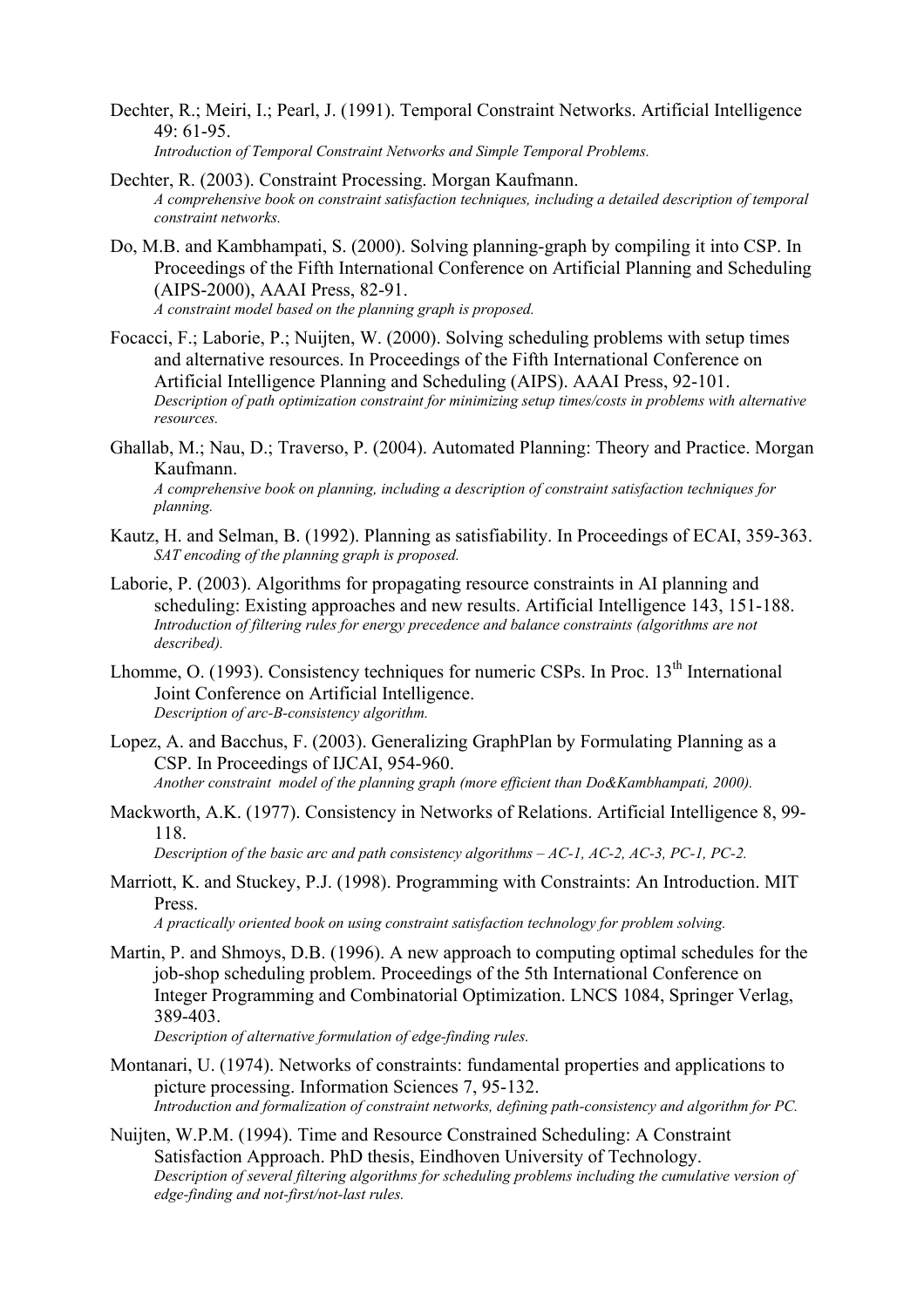Dechter, R.; Meiri, I.; Pearl, J. (1991). Temporal Constraint Networks. Artificial Intelligence 49: 61-95.
*Introduction of Temporal Constraint Networks and Simple Temporal Problems.*

Dechter, R. (2003). Constraint Processing. Morgan Kaufmann.
*A comprehensive book on constraint satisfaction techniques, including a detailed description of temporal constraint networks.*

Do, M.B. and Kambhampati, S. (2000). Solving planning-graph by compiling it into CSP. In Proceedings of the Fifth International Conference on Artificial Planning and Scheduling (AIPS-2000), AAAI Press, 82-91.
*A constraint model based on the planning graph is proposed.*

Focacci, F.; Laborie, P.; Nuijten, W. (2000). Solving scheduling problems with setup times and alternative resources. In Proceedings of the Fifth International Conference on Artificial Intelligence Planning and Scheduling (AIPS). AAAI Press, 92-101.
*Description of path optimization constraint for minimizing setup times/costs in problems with alternative resources.*

Ghallab, M.; Nau, D.; Traverso, P. (2004). Automated Planning: Theory and Practice. Morgan Kaufmann.
*A comprehensive book on planning, including a description of constraint satisfaction techniques for planning.*

Kautz, H. and Selman, B. (1992). Planning as satisfiability. In Proceedings of ECAI, 359-363.
*SAT encoding of the planning graph is proposed.*

Laborie, P. (2003). Algorithms for propagating resource constraints in AI planning and scheduling: Existing approaches and new results. Artificial Intelligence 143, 151-188.
*Introduction of filtering rules for energy precedence and balance constraints (algorithms are not described).*

Lhomme, O. (1993). Consistency techniques for numeric CSPs. In Proc. 13th International Joint Conference on Artificial Intelligence.
*Description of arc-B-consistency algorithm.*

Lopez, A. and Bacchus, F. (2003). Generalizing GraphPlan by Formulating Planning as a CSP. In Proceedings of IJCAI, 954-960.
*Another constraint model of the planning graph (more efficient than Do&Kambhampati, 2000).*

Mackworth, A.K. (1977). Consistency in Networks of Relations. Artificial Intelligence 8, 99-118.
*Description of the basic arc and path consistency algorithms – AC-1, AC-2, AC-3, PC-1, PC-2.*

Marriott, K. and Stuckey, P.J. (1998). Programming with Constraints: An Introduction. MIT Press.
*A practically oriented book on using constraint satisfaction technology for problem solving.*

Martin, P. and Shmoys, D.B. (1996). A new approach to computing optimal schedules for the job-shop scheduling problem. Proceedings of the 5th International Conference on Integer Programming and Combinatorial Optimization. LNCS 1084, Springer Verlag, 389-403.
*Description of alternative formulation of edge-finding rules.*

Montanari, U. (1974). Networks of constraints: fundamental properties and applications to picture processing. Information Sciences 7, 95-132.
*Introduction and formalization of constraint networks, defining path-consistency and algorithm for PC.*

Nuijten, W.P.M. (1994). Time and Resource Constrained Scheduling: A Constraint Satisfaction Approach. PhD thesis, Eindhoven University of Technology.
*Description of several filtering algorithms for scheduling problems including the cumulative version of edge-finding and not-first/not-last rules.*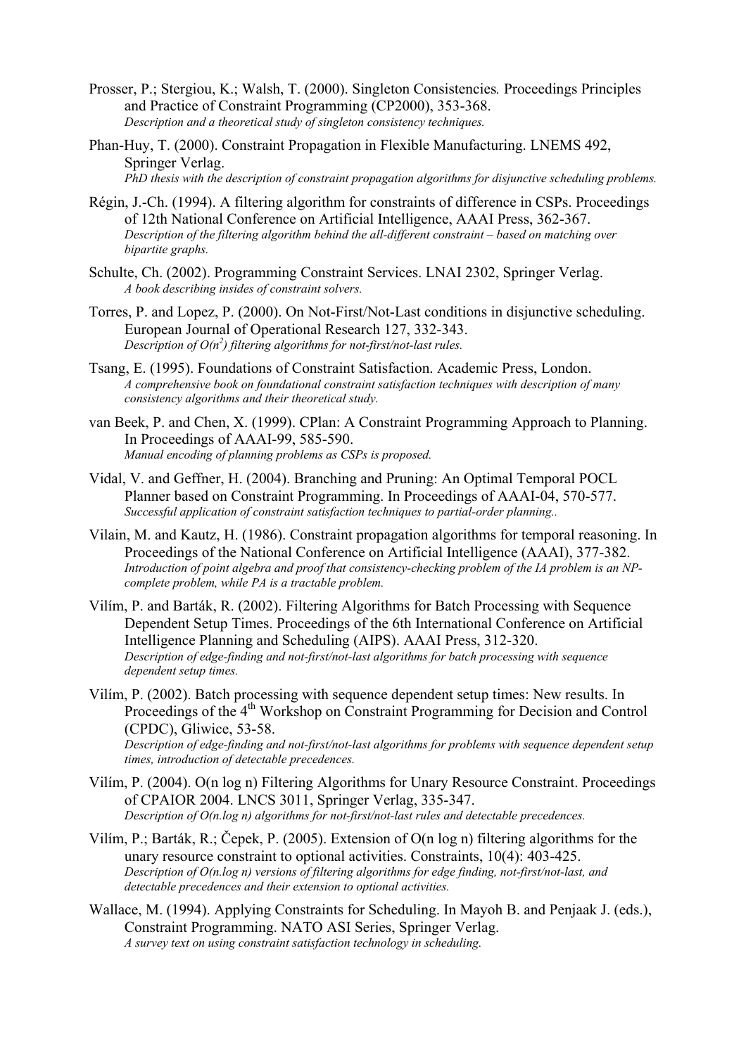Prosser, P.; Stergiou, K.; Walsh, T. (2000). Singleton Consistencies*.* Proceedings Principles and Practice of Constraint Programming (CP2000), 353-368.
*Description and a theoretical study of singleton consistency techniques.*

Phan-Huy, T. (2000). Constraint Propagation in Flexible Manufacturing. LNEMS 492, Springer Verlag.
*PhD thesis with the description of constraint propagation algorithms for disjunctive scheduling problems.*

Régin, J.-Ch. (1994). A filtering algorithm for constraints of difference in CSPs. Proceedings of 12th National Conference on Artificial Intelligence, AAAI Press, 362-367.
*Description of the filtering algorithm behind the all-different constraint – based on matching over bipartite graphs.*

Schulte, Ch. (2002). Programming Constraint Services. LNAI 2302, Springer Verlag.
*A book describing insides of constraint solvers.*

Torres, P. and Lopez, P. (2000). On Not-First/Not-Last conditions in disjunctive scheduling. European Journal of Operational Research 127, 332-343.
*Description of $O(n^2)$ filtering algorithms for not-first/not-last rules.*

Tsang, E. (1995). Foundations of Constraint Satisfaction. Academic Press, London.
*A comprehensive book on foundational constraint satisfaction techniques with description of many consistency algorithms and their theoretical study.*

van Beek, P. and Chen, X. (1999). CPlan: A Constraint Programming Approach to Planning. In Proceedings of AAAI-99, 585-590.
*Manual encoding of planning problems as CSPs is proposed.*

Vidal, V. and Geffner, H. (2004). Branching and Pruning: An Optimal Temporal POCL Planner based on Constraint Programming. In Proceedings of AAAI-04, 570-577.
*Successful application of constraint satisfaction techniques to partial-order planning..*

Vilain, M. and Kautz, H. (1986). Constraint propagation algorithms for temporal reasoning. In Proceedings of the National Conference on Artificial Intelligence (AAAI), 377-382.
*Introduction of point algebra and proof that consistency-checking problem of the IA problem is an NP-complete problem, while PA is a tractable problem.*

Vilím, P. and Barták, R. (2002). Filtering Algorithms for Batch Processing with Sequence Dependent Setup Times. Proceedings of the 6th International Conference on Artificial Intelligence Planning and Scheduling (AIPS). AAAI Press, 312-320.
*Description of edge-finding and not-first/not-last algorithms for batch processing with sequence dependent setup times.*

Vilím, P. (2002). Batch processing with sequence dependent setup times: New results. In Proceedings of the 4th Workshop on Constraint Programming for Decision and Control (CPDC), Gliwice, 53-58.
*Description of edge-finding and not-first/not-last algorithms for problems with sequence dependent setup times, introduction of detectable precedences.*

Vilím, P. (2004). O(n log n) Filtering Algorithms for Unary Resource Constraint. Proceedings of CPAIOR 2004. LNCS 3011, Springer Verlag, 335-347.
*Description of O(n.log n) algorithms for not-first/not-last rules and detectable precedences.*

Vilím, P.; Barták, R.; Čepek, P. (2005). Extension of O(n log n) filtering algorithms for the unary resource constraint to optional activities. Constraints, 10(4): 403-425.
*Description of O(n.log n) versions of filtering algorithms for edge finding, not-first/not-last, and detectable precedences and their extension to optional activities.*

Wallace, M. (1994). Applying Constraints for Scheduling. In Mayoh B. and Penjaak J. (eds.), Constraint Programming. NATO ASI Series, Springer Verlag.
*A survey text on using constraint satisfaction technology in scheduling.*